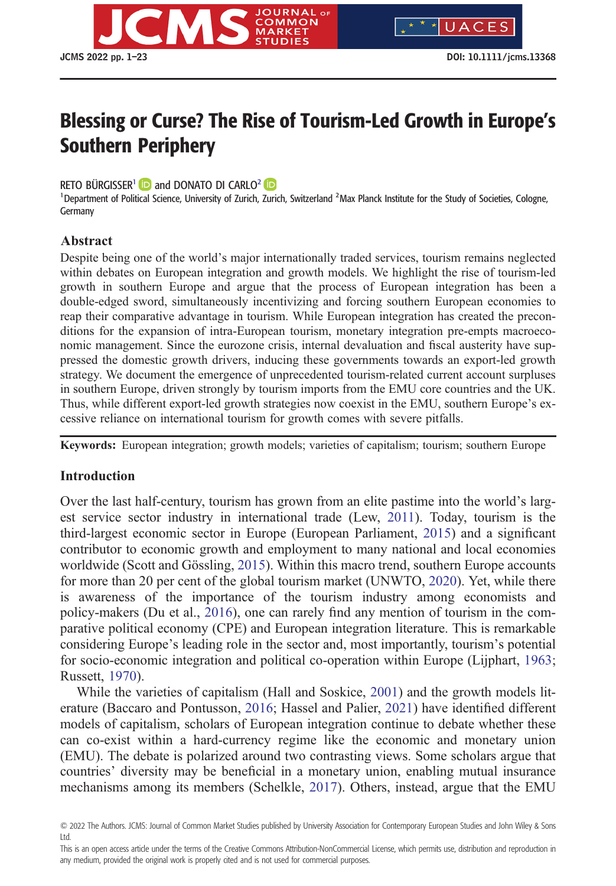# Blessing or Curse? The Rise of Tourism-Led Growth in Europe's Southern Periphery

RETO BÜRGISSER[1] and DONATO DI CARLO[2]

[1]Department of Political Science, University of Zurich, Zurich, Switzerland [2]Max Planck Institute for the Study of Societies, Cologne, Germany

## Abstract

Despite being one of the world's major internationally traded services, tourism remains neglected within debates on European integration and growth models. We highlight the rise of tourism-led growth in southern Europe and argue that the process of European integration has been a double-edged sword, simultaneously incentivizing and forcing southern European economies to reap their comparative advantage in tourism. While European integration has created the preconditions for the expansion of intra-European tourism, monetary integration pre-empts macroeconomic management. Since the eurozone crisis, internal devaluation and fiscal austerity have suppressed the domestic growth drivers, inducing these governments towards an export-led growth strategy. We document the emergence of unprecedented tourism-related current account surpluses in southern Europe, driven strongly by tourism imports from the EMU core countries and the UK. Thus, while different export-led growth strategies now coexist in the EMU, southern Europe's excessive reliance on international tourism for growth comes with severe pitfalls.

**Keywords:** European integration; growth models; varieties of capitalism; tourism; southern Europe

## Introduction

Over the last half-century, tourism has grown from an elite pastime into the world's largest service sector industry in international trade (Lew, 2011). Today, tourism is the third-largest economic sector in Europe (European Parliament, 2015) and a significant contributor to economic growth and employment to many national and local economies worldwide (Scott and Gössling, 2015). Within this macro trend, southern Europe accounts for more than 20 per cent of the global tourism market (UNWTO, 2020). Yet, while there is awareness of the importance of the tourism industry among economists and policy-makers (Du et al., 2016), one can rarely find any mention of tourism in the comparative political economy (CPE) and European integration literature. This is remarkable considering Europe's leading role in the sector and, most importantly, tourism's potential for socio-economic integration and political co-operation within Europe (Lijphart, 1963; Russett, 1970).

While the varieties of capitalism (Hall and Soskice, 2001) and the growth models literature (Baccaro and Pontusson, 2016; Hassel and Palier, 2021) have identified different models of capitalism, scholars of European integration continue to debate whether these can co-exist within a hard-currency regime like the economic and monetary union (EMU). The debate is polarized around two contrasting views. Some scholars argue that countries' diversity may be beneficial in a monetary union, enabling mutual insurance mechanisms among its members (Schelkle, 2017). Others, instead, argue that the EMU

© 2022 The Authors. JCMS: Journal of Common Market Studies published by University Association for Contemporary European Studies and John Wiley & Sons Ltd.

This is an open access article under the terms of the Creative Commons Attribution-NonCommercial License, which permits use, distribution and reproduction in any medium, provided the original work is properly cited and is not used for commercial purposes.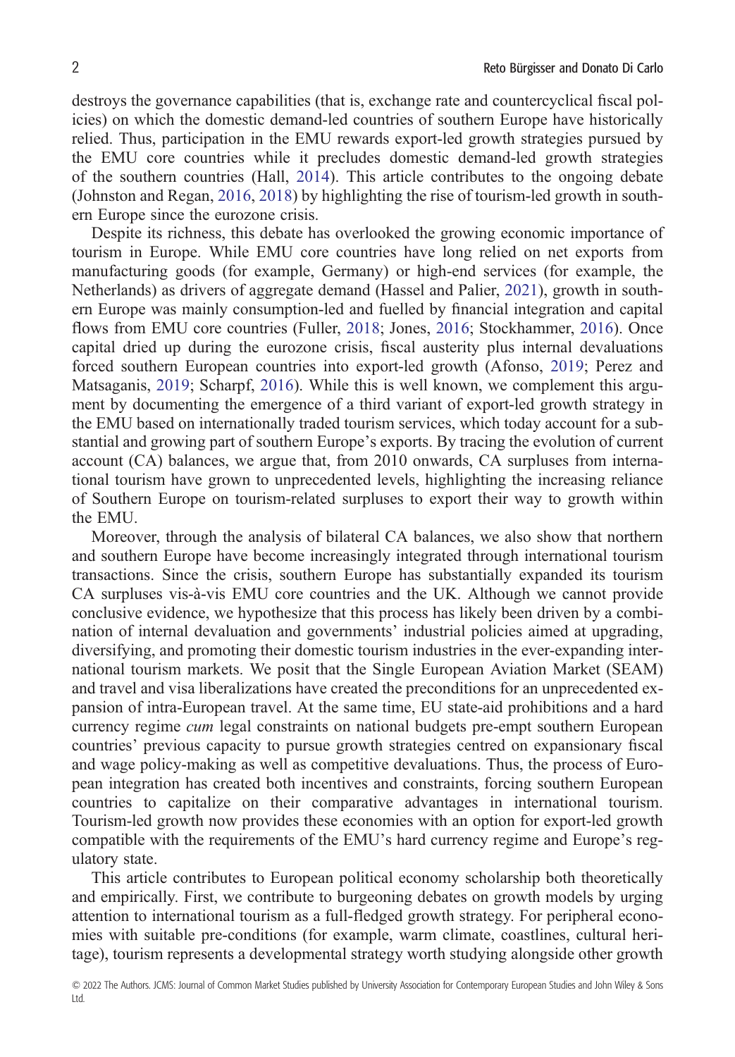destroys the governance capabilities (that is, exchange rate and countercyclical fiscal policies) on which the domestic demand-led countries of southern Europe have historically relied. Thus, participation in the EMU rewards export-led growth strategies pursued by the EMU core countries while it precludes domestic demand-led growth strategies of the southern countries (Hall, 2014). This article contributes to the ongoing debate (Johnston and Regan, 2016, 2018) by highlighting the rise of tourism-led growth in southern Europe since the eurozone crisis.

Despite its richness, this debate has overlooked the growing economic importance of tourism in Europe. While EMU core countries have long relied on net exports from manufacturing goods (for example, Germany) or high-end services (for example, the Netherlands) as drivers of aggregate demand (Hassel and Palier, 2021), growth in southern Europe was mainly consumption-led and fuelled by financial integration and capital flows from EMU core countries (Fuller, 2018; Jones, 2016; Stockhammer, 2016). Once capital dried up during the eurozone crisis, fiscal austerity plus internal devaluations forced southern European countries into export-led growth (Afonso, 2019; Perez and Matsaganis, 2019; Scharpf, 2016). While this is well known, we complement this argument by documenting the emergence of a third variant of export-led growth strategy in the EMU based on internationally traded tourism services, which today account for a substantial and growing part of southern Europe's exports. By tracing the evolution of current account (CA) balances, we argue that, from 2010 onwards, CA surpluses from international tourism have grown to unprecedented levels, highlighting the increasing reliance of Southern Europe on tourism-related surpluses to export their way to growth within the EMU.

Moreover, through the analysis of bilateral CA balances, we also show that northern and southern Europe have become increasingly integrated through international tourism transactions. Since the crisis, southern Europe has substantially expanded its tourism CA surpluses vis-à-vis EMU core countries and the UK. Although we cannot provide conclusive evidence, we hypothesize that this process has likely been driven by a combination of internal devaluation and governments' industrial policies aimed at upgrading, diversifying, and promoting their domestic tourism industries in the ever-expanding international tourism markets. We posit that the Single European Aviation Market (SEAM) and travel and visa liberalizations have created the preconditions for an unprecedented expansion of intra-European travel. At the same time, EU state-aid prohibitions and a hard currency regime *cum* legal constraints on national budgets pre-empt southern European countries' previous capacity to pursue growth strategies centred on expansionary fiscal and wage policy-making as well as competitive devaluations. Thus, the process of European integration has created both incentives and constraints, forcing southern European countries to capitalize on their comparative advantages in international tourism. Tourism-led growth now provides these economies with an option for export-led growth compatible with the requirements of the EMU's hard currency regime and Europe's regulatory state.

This article contributes to European political economy scholarship both theoretically and empirically. First, we contribute to burgeoning debates on growth models by urging attention to international tourism as a full-fledged growth strategy. For peripheral economies with suitable pre-conditions (for example, warm climate, coastlines, cultural heritage), tourism represents a developmental strategy worth studying alongside other growth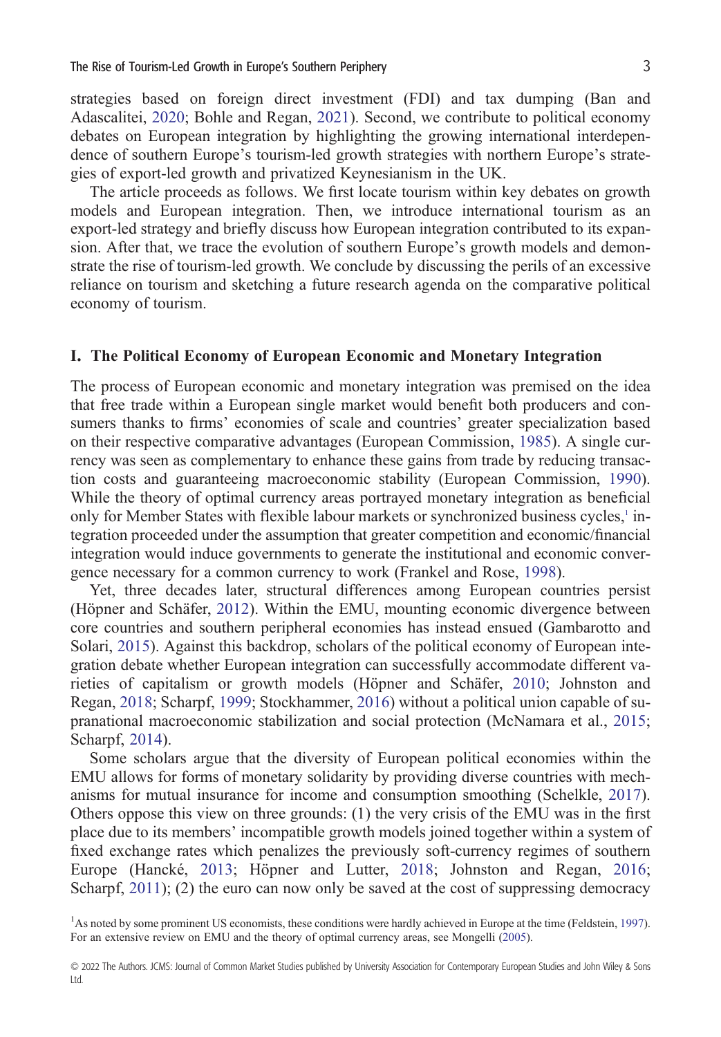strategies based on foreign direct investment (FDI) and tax dumping (Ban and Adascalitei, 2020; Bohle and Regan, 2021). Second, we contribute to political economy debates on European integration by highlighting the growing international interdependence of southern Europe's tourism-led growth strategies with northern Europe's strategies of export-led growth and privatized Keynesianism in the UK.

The article proceeds as follows. We first locate tourism within key debates on growth models and European integration. Then, we introduce international tourism as an export-led strategy and briefly discuss how European integration contributed to its expansion. After that, we trace the evolution of southern Europe's growth models and demonstrate the rise of tourism-led growth. We conclude by discussing the perils of an excessive reliance on tourism and sketching a future research agenda on the comparative political economy of tourism.

## I. The Political Economy of European Economic and Monetary Integration

The process of European economic and monetary integration was premised on the idea that free trade within a European single market would benefit both producers and consumers thanks to firms' economies of scale and countries' greater specialization based on their respective comparative advantages (European Commission, 1985). A single currency was seen as complementary to enhance these gains from trade by reducing transaction costs and guaranteeing macroeconomic stability (European Commission, 1990). While the theory of optimal currency areas portrayed monetary integration as beneficial only for Member States with flexible labour markets or synchronized business cycles,[1] integration proceeded under the assumption that greater competition and economic/financial integration would induce governments to generate the institutional and economic convergence necessary for a common currency to work (Frankel and Rose, 1998).

Yet, three decades later, structural differences among European countries persist (Höpner and Schäfer, 2012). Within the EMU, mounting economic divergence between core countries and southern peripheral economies has instead ensued (Gambarotto and Solari, 2015). Against this backdrop, scholars of the political economy of European integration debate whether European integration can successfully accommodate different varieties of capitalism or growth models (Höpner and Schäfer, 2010; Johnston and Regan, 2018; Scharpf, 1999; Stockhammer, 2016) without a political union capable of supranational macroeconomic stabilization and social protection (McNamara et al., 2015; Scharpf, 2014).

Some scholars argue that the diversity of European political economies within the EMU allows for forms of monetary solidarity by providing diverse countries with mechanisms for mutual insurance for income and consumption smoothing (Schelkle, 2017). Others oppose this view on three grounds: (1) the very crisis of the EMU was in the first place due to its members' incompatible growth models joined together within a system of fixed exchange rates which penalizes the previously soft-currency regimes of southern Europe (Hancké, 2013; Höpner and Lutter, 2018; Johnston and Regan, 2016; Scharpf, 2011); (2) the euro can now only be saved at the cost of suppressing democracy

[1] As noted by some prominent US economists, these conditions were hardly achieved in Europe at the time (Feldstein, 1997). For an extensive review on EMU and the theory of optimal currency areas, see Mongelli (2005).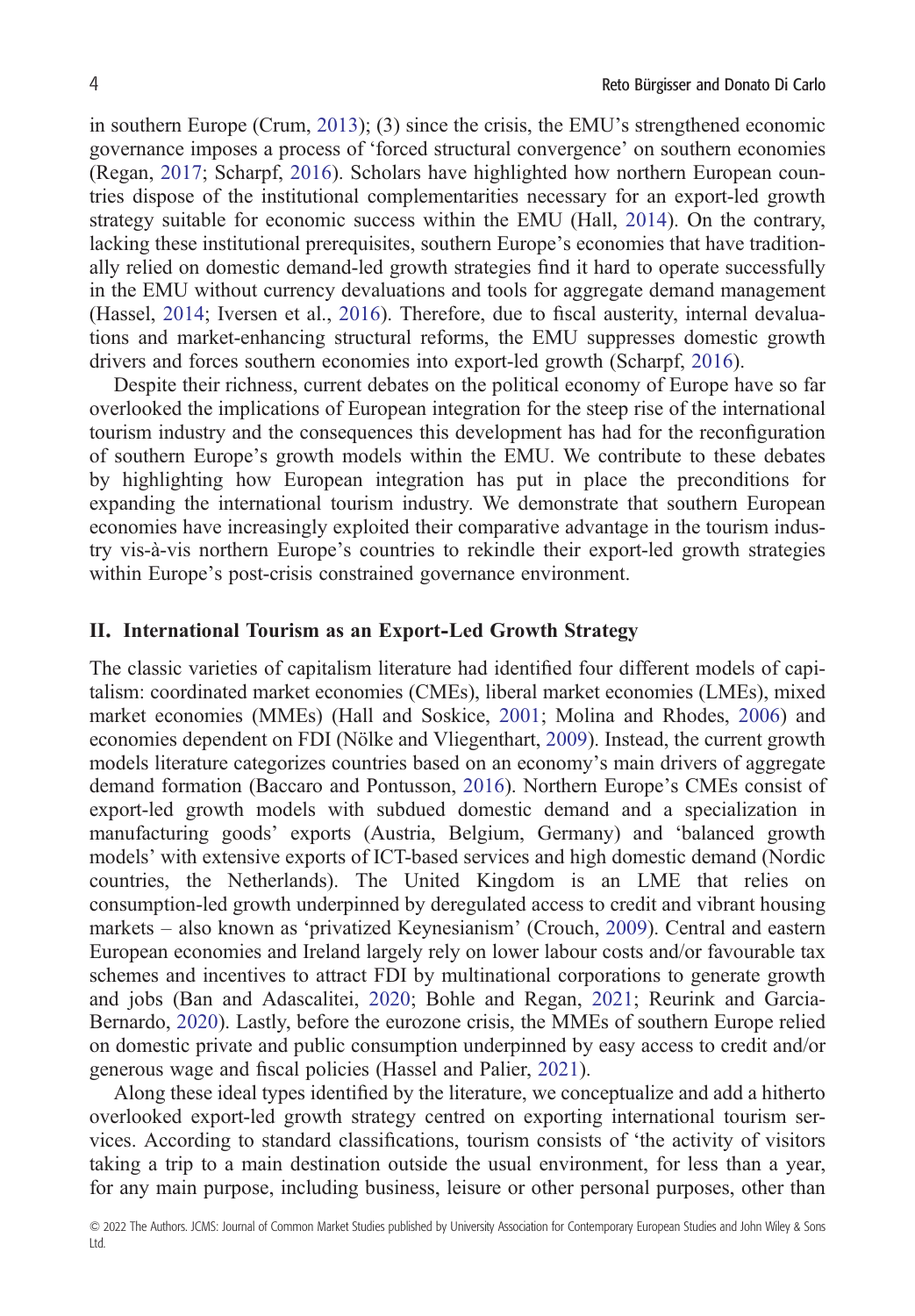in southern Europe (Crum, 2013); (3) since the crisis, the EMU's strengthened economic governance imposes a process of 'forced structural convergence' on southern economies (Regan, 2017; Scharpf, 2016). Scholars have highlighted how northern European countries dispose of the institutional complementarities necessary for an export-led growth strategy suitable for economic success within the EMU (Hall, 2014). On the contrary, lacking these institutional prerequisites, southern Europe's economies that have traditionally relied on domestic demand-led growth strategies find it hard to operate successfully in the EMU without currency devaluations and tools for aggregate demand management (Hassel, 2014; Iversen et al., 2016). Therefore, due to fiscal austerity, internal devaluations and market-enhancing structural reforms, the EMU suppresses domestic growth drivers and forces southern economies into export-led growth (Scharpf, 2016).

Despite their richness, current debates on the political economy of Europe have so far overlooked the implications of European integration for the steep rise of the international tourism industry and the consequences this development has had for the reconfiguration of southern Europe's growth models within the EMU. We contribute to these debates by highlighting how European integration has put in place the preconditions for expanding the international tourism industry. We demonstrate that southern European economies have increasingly exploited their comparative advantage in the tourism industry vis-à-vis northern Europe's countries to rekindle their export-led growth strategies within Europe's post-crisis constrained governance environment.

## II. International Tourism as an Export-Led Growth Strategy

The classic varieties of capitalism literature had identified four different models of capitalism: coordinated market economies (CMEs), liberal market economies (LMEs), mixed market economies (MMEs) (Hall and Soskice, 2001; Molina and Rhodes, 2006) and economies dependent on FDI (Nölke and Vliegenthart, 2009). Instead, the current growth models literature categorizes countries based on an economy's main drivers of aggregate demand formation (Baccaro and Pontusson, 2016). Northern Europe's CMEs consist of export-led growth models with subdued domestic demand and a specialization in manufacturing goods' exports (Austria, Belgium, Germany) and 'balanced growth models' with extensive exports of ICT-based services and high domestic demand (Nordic countries, the Netherlands). The United Kingdom is an LME that relies on consumption-led growth underpinned by deregulated access to credit and vibrant housing markets – also known as 'privatized Keynesianism' (Crouch, 2009). Central and eastern European economies and Ireland largely rely on lower labour costs and/or favourable tax schemes and incentives to attract FDI by multinational corporations to generate growth and jobs (Ban and Adascalitei, 2020; Bohle and Regan, 2021; Reurink and Garcia-Bernardo, 2020). Lastly, before the eurozone crisis, the MMEs of southern Europe relied on domestic private and public consumption underpinned by easy access to credit and/or generous wage and fiscal policies (Hassel and Palier, 2021).

Along these ideal types identified by the literature, we conceptualize and add a hitherto overlooked export-led growth strategy centred on exporting international tourism services. According to standard classifications, tourism consists of 'the activity of visitors taking a trip to a main destination outside the usual environment, for less than a year, for any main purpose, including business, leisure or other personal purposes, other than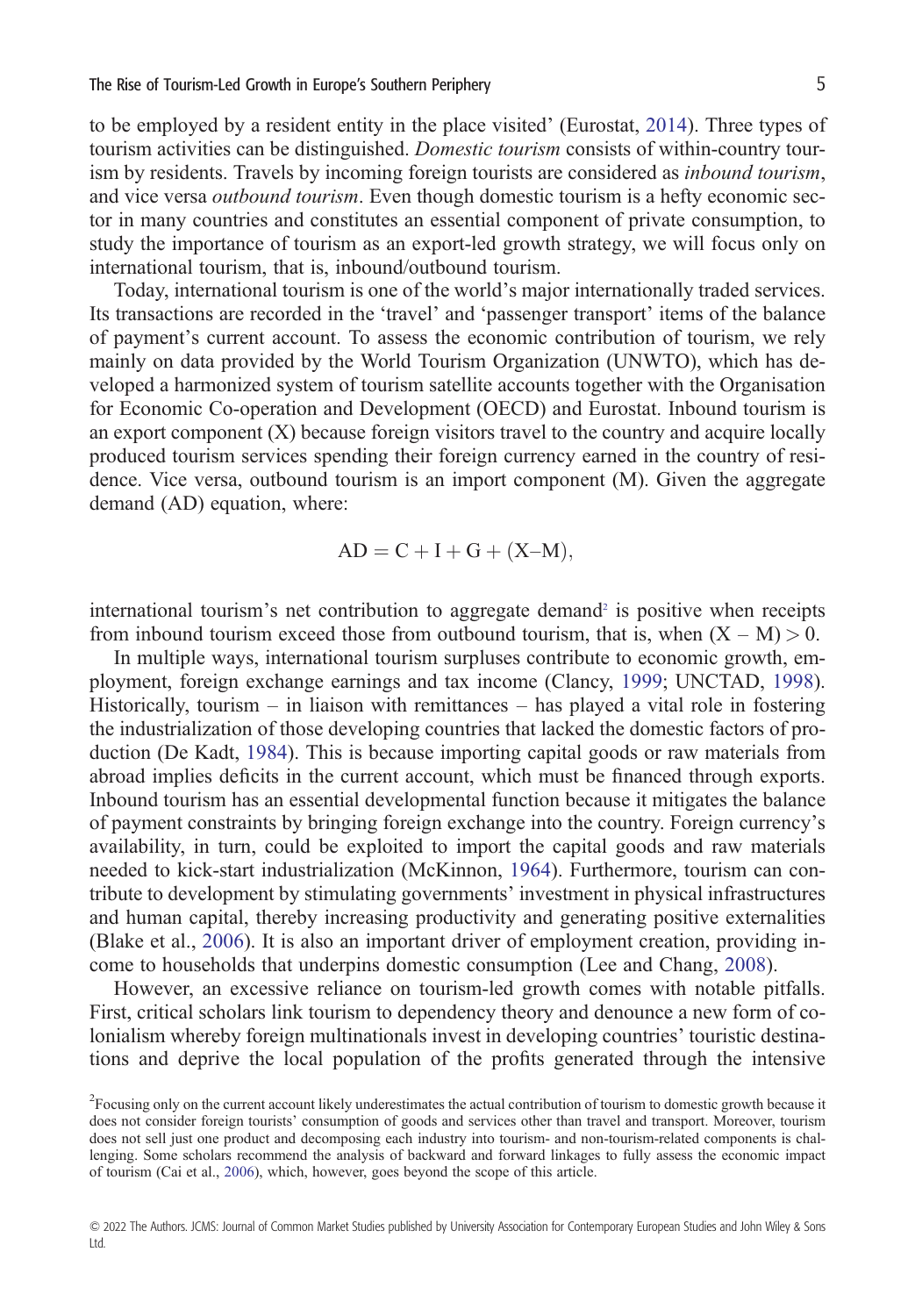to be employed by a resident entity in the place visited' (Eurostat, 2014). Three types of tourism activities can be distinguished. *Domestic tourism* consists of within-country tourism by residents. Travels by incoming foreign tourists are considered as *inbound tourism*, and vice versa *outbound tourism*. Even though domestic tourism is a hefty economic sector in many countries and constitutes an essential component of private consumption, to study the importance of tourism as an export-led growth strategy, we will focus only on international tourism, that is, inbound/outbound tourism.

Today, international tourism is one of the world's major internationally traded services. Its transactions are recorded in the 'travel' and 'passenger transport' items of the balance of payment's current account. To assess the economic contribution of tourism, we rely mainly on data provided by the World Tourism Organization (UNWTO), which has developed a harmonized system of tourism satellite accounts together with the Organisation for Economic Co-operation and Development (OECD) and Eurostat. Inbound tourism is an export component (X) because foreign visitors travel to the country and acquire locally produced tourism services spending their foreign currency earned in the country of residence. Vice versa, outbound tourism is an import component (M). Given the aggregate demand (AD) equation, where:

$$AD = C + I + G + (X–M),$$

international tourism's net contribution to aggregate demand[2] is positive when receipts from inbound tourism exceed those from outbound tourism, that is, when $(X - M) > 0$.

In multiple ways, international tourism surpluses contribute to economic growth, employment, foreign exchange earnings and tax income (Clancy, 1999; UNCTAD, 1998). Historically, tourism – in liaison with remittances – has played a vital role in fostering the industrialization of those developing countries that lacked the domestic factors of production (De Kadt, 1984). This is because importing capital goods or raw materials from abroad implies deficits in the current account, which must be financed through exports. Inbound tourism has an essential developmental function because it mitigates the balance of payment constraints by bringing foreign exchange into the country. Foreign currency's availability, in turn, could be exploited to import the capital goods and raw materials needed to kick-start industrialization (McKinnon, 1964). Furthermore, tourism can contribute to development by stimulating governments' investment in physical infrastructures and human capital, thereby increasing productivity and generating positive externalities (Blake et al., 2006). It is also an important driver of employment creation, providing income to households that underpins domestic consumption (Lee and Chang, 2008).

However, an excessive reliance on tourism-led growth comes with notable pitfalls. First, critical scholars link tourism to dependency theory and denounce a new form of colonialism whereby foreign multinationals invest in developing countries' touristic destinations and deprive the local population of the profits generated through the intensive

[2]Focusing only on the current account likely underestimates the actual contribution of tourism to domestic growth because it does not consider foreign tourists' consumption of goods and services other than travel and transport. Moreover, tourism does not sell just one product and decomposing each industry into tourism- and non-tourism-related components is challenging. Some scholars recommend the analysis of backward and forward linkages to fully assess the economic impact of tourism (Cai et al., 2006), which, however, goes beyond the scope of this article.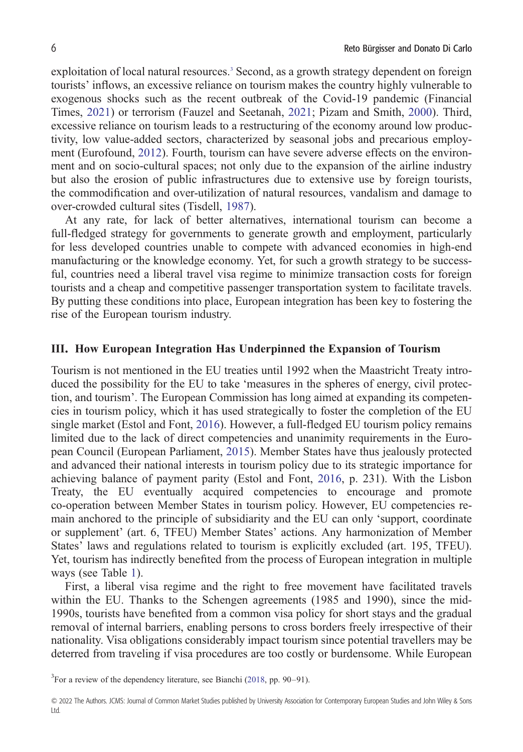exploitation of local natural resources.[3] Second, as a growth strategy dependent on foreign tourists' inflows, an excessive reliance on tourism makes the country highly vulnerable to exogenous shocks such as the recent outbreak of the Covid-19 pandemic (Financial Times, 2021) or terrorism (Fauzel and Seetanah, 2021; Pizam and Smith, 2000). Third, excessive reliance on tourism leads to a restructuring of the economy around low productivity, low value-added sectors, characterized by seasonal jobs and precarious employment (Eurofound, 2012). Fourth, tourism can have severe adverse effects on the environment and on socio-cultural spaces; not only due to the expansion of the airline industry but also the erosion of public infrastructures due to extensive use by foreign tourists, the commodification and over-utilization of natural resources, vandalism and damage to over-crowded cultural sites (Tisdell, 1987).

At any rate, for lack of better alternatives, international tourism can become a full-fledged strategy for governments to generate growth and employment, particularly for less developed countries unable to compete with advanced economies in high-end manufacturing or the knowledge economy. Yet, for such a growth strategy to be successful, countries need a liberal travel visa regime to minimize transaction costs for foreign tourists and a cheap and competitive passenger transportation system to facilitate travels. By putting these conditions into place, European integration has been key to fostering the rise of the European tourism industry.

## III. How European Integration Has Underpinned the Expansion of Tourism

Tourism is not mentioned in the EU treaties until 1992 when the Maastricht Treaty introduced the possibility for the EU to take 'measures in the spheres of energy, civil protection, and tourism'. The European Commission has long aimed at expanding its competencies in tourism policy, which it has used strategically to foster the completion of the EU single market (Estol and Font, 2016). However, a full-fledged EU tourism policy remains limited due to the lack of direct competencies and unanimity requirements in the European Council (European Parliament, 2015). Member States have thus jealously protected and advanced their national interests in tourism policy due to its strategic importance for achieving balance of payment parity (Estol and Font, 2016, p. 231). With the Lisbon Treaty, the EU eventually acquired competencies to encourage and promote co-operation between Member States in tourism policy. However, EU competencies remain anchored to the principle of subsidiarity and the EU can only 'support, coordinate or supplement' (art. 6, TFEU) Member States' actions. Any harmonization of Member States' laws and regulations related to tourism is explicitly excluded (art. 195, TFEU). Yet, tourism has indirectly benefited from the process of European integration in multiple ways (see Table 1).

First, a liberal visa regime and the right to free movement have facilitated travels within the EU. Thanks to the Schengen agreements (1985 and 1990), since the mid-1990s, tourists have benefited from a common visa policy for short stays and the gradual removal of internal barriers, enabling persons to cross borders freely irrespective of their nationality. Visa obligations considerably impact tourism since potential travellers may be deterred from traveling if visa procedures are too costly or burdensome. While European

[3]For a review of the dependency literature, see Bianchi (2018, pp. 90–91).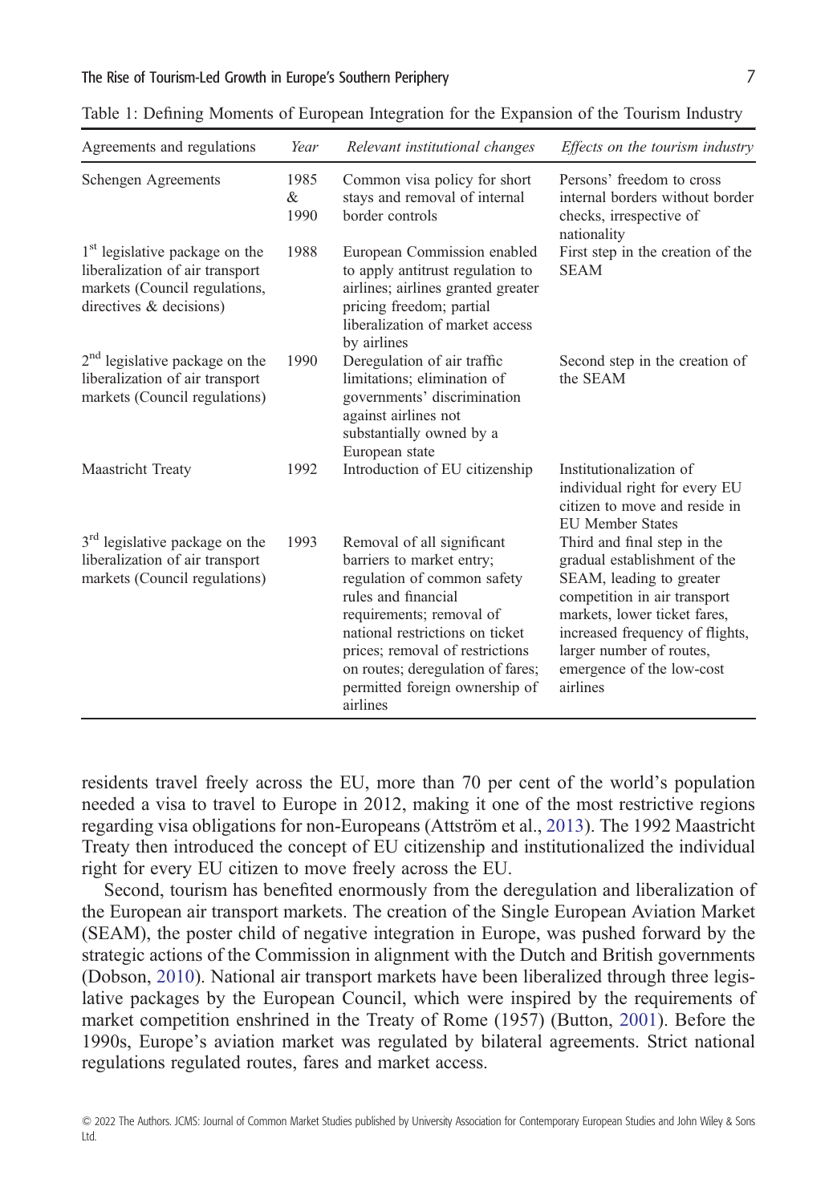Table 1: Defining Moments of European Integration for the Expansion of the Tourism Industry

| Agreements and regulations | *Year* | *Relevant institutional changes* | *Effects on the tourism industry* |
|---|---|---|---|
| Schengen Agreements | 1985 & 1990 | Common visa policy for short stays and removal of internal border controls | Persons' freedom to cross internal borders without border checks, irrespective of nationality |
| 1st legislative package on the liberalization of air transport markets (Council regulations, directives & decisions) | 1988 | European Commission enabled to apply antitrust regulation to airlines; airlines granted greater pricing freedom; partial liberalization of market access by airlines | First step in the creation of the SEAM |
| 2nd legislative package on the liberalization of air transport markets (Council regulations) | 1990 | Deregulation of air traffic limitations; elimination of governments' discrimination against airlines not substantially owned by a European state | Second step in the creation of the SEAM |
| Maastricht Treaty | 1992 | Introduction of EU citizenship | Institutionalization of individual right for every EU citizen to move and reside in EU Member States |
| 3rd legislative package on the liberalization of air transport markets (Council regulations) | 1993 | Removal of all significant barriers to market entry; regulation of common safety rules and financial requirements; removal of national restrictions on ticket prices; removal of restrictions on routes; deregulation of fares; permitted foreign ownership of airlines | Third and final step in the gradual establishment of the SEAM, leading to greater competition in air transport markets, lower ticket fares, increased frequency of flights, larger number of routes, emergence of the low-cost airlines |

residents travel freely across the EU, more than 70 per cent of the world's population needed a visa to travel to Europe in 2012, making it one of the most restrictive regions regarding visa obligations for non-Europeans (Attström et al., 2013). The 1992 Maastricht Treaty then introduced the concept of EU citizenship and institutionalized the individual right for every EU citizen to move freely across the EU.

Second, tourism has benefited enormously from the deregulation and liberalization of the European air transport markets. The creation of the Single European Aviation Market (SEAM), the poster child of negative integration in Europe, was pushed forward by the strategic actions of the Commission in alignment with the Dutch and British governments (Dobson, 2010). National air transport markets have been liberalized through three legislative packages by the European Council, which were inspired by the requirements of market competition enshrined in the Treaty of Rome (1957) (Button, 2001). Before the 1990s, Europe's aviation market was regulated by bilateral agreements. Strict national regulations regulated routes, fares and market access.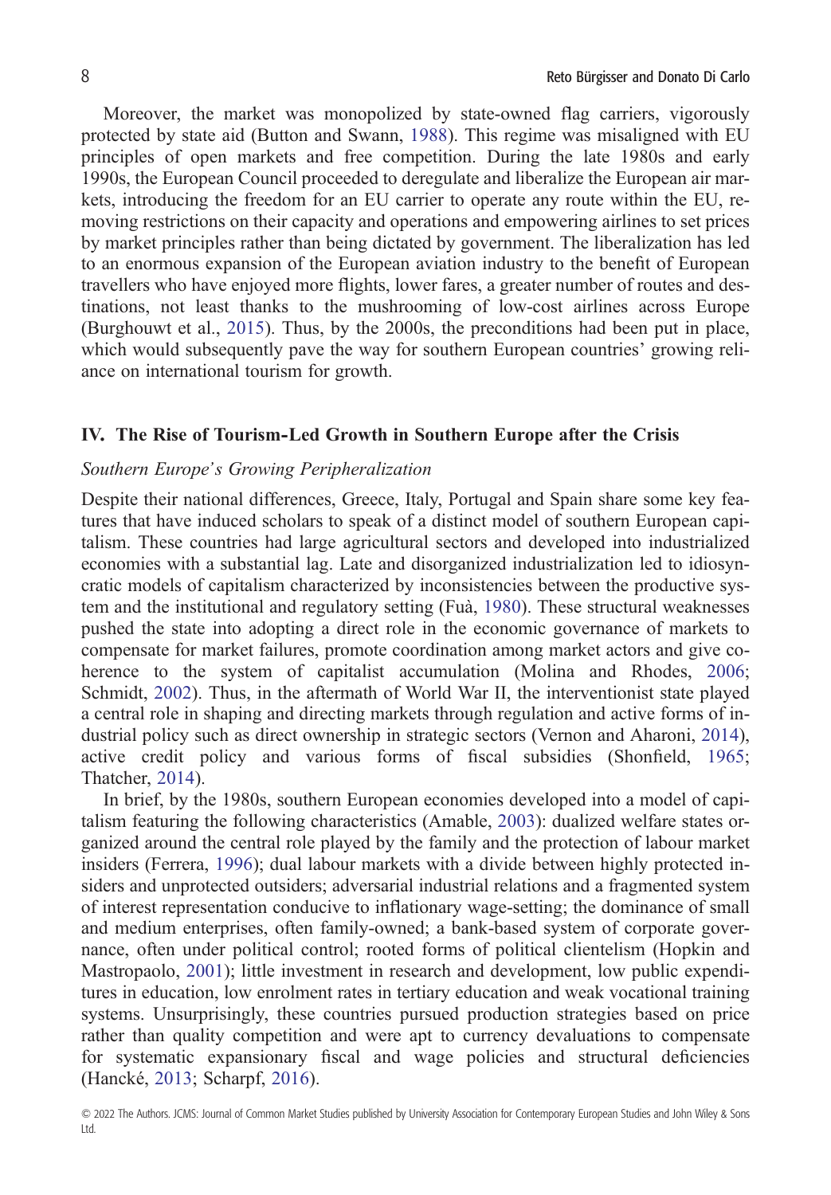Moreover, the market was monopolized by state-owned flag carriers, vigorously protected by state aid (Button and Swann, 1988). This regime was misaligned with EU principles of open markets and free competition. During the late 1980s and early 1990s, the European Council proceeded to deregulate and liberalize the European air markets, introducing the freedom for an EU carrier to operate any route within the EU, removing restrictions on their capacity and operations and empowering airlines to set prices by market principles rather than being dictated by government. The liberalization has led to an enormous expansion of the European aviation industry to the benefit of European travellers who have enjoyed more flights, lower fares, a greater number of routes and destinations, not least thanks to the mushrooming of low-cost airlines across Europe (Burghouwt et al., 2015). Thus, by the 2000s, the preconditions had been put in place, which would subsequently pave the way for southern European countries' growing reliance on international tourism for growth.

## IV. The Rise of Tourism-Led Growth in Southern Europe after the Crisis

### *Southern Europe's Growing Peripheralization*

Despite their national differences, Greece, Italy, Portugal and Spain share some key features that have induced scholars to speak of a distinct model of southern European capitalism. These countries had large agricultural sectors and developed into industrialized economies with a substantial lag. Late and disorganized industrialization led to idiosyncratic models of capitalism characterized by inconsistencies between the productive system and the institutional and regulatory setting (Fuà, 1980). These structural weaknesses pushed the state into adopting a direct role in the economic governance of markets to compensate for market failures, promote coordination among market actors and give coherence to the system of capitalist accumulation (Molina and Rhodes, 2006; Schmidt, 2002). Thus, in the aftermath of World War II, the interventionist state played a central role in shaping and directing markets through regulation and active forms of industrial policy such as direct ownership in strategic sectors (Vernon and Aharoni, 2014), active credit policy and various forms of fiscal subsidies (Shonfield, 1965; Thatcher, 2014).

In brief, by the 1980s, southern European economies developed into a model of capitalism featuring the following characteristics (Amable, 2003): dualized welfare states organized around the central role played by the family and the protection of labour market insiders (Ferrera, 1996); dual labour markets with a divide between highly protected insiders and unprotected outsiders; adversarial industrial relations and a fragmented system of interest representation conducive to inflationary wage-setting; the dominance of small and medium enterprises, often family-owned; a bank-based system of corporate governance, often under political control; rooted forms of political clientelism (Hopkin and Mastropaolo, 2001); little investment in research and development, low public expenditures in education, low enrolment rates in tertiary education and weak vocational training systems. Unsurprisingly, these countries pursued production strategies based on price rather than quality competition and were apt to currency devaluations to compensate for systematic expansionary fiscal and wage policies and structural deficiencies (Hancké, 2013; Scharpf, 2016).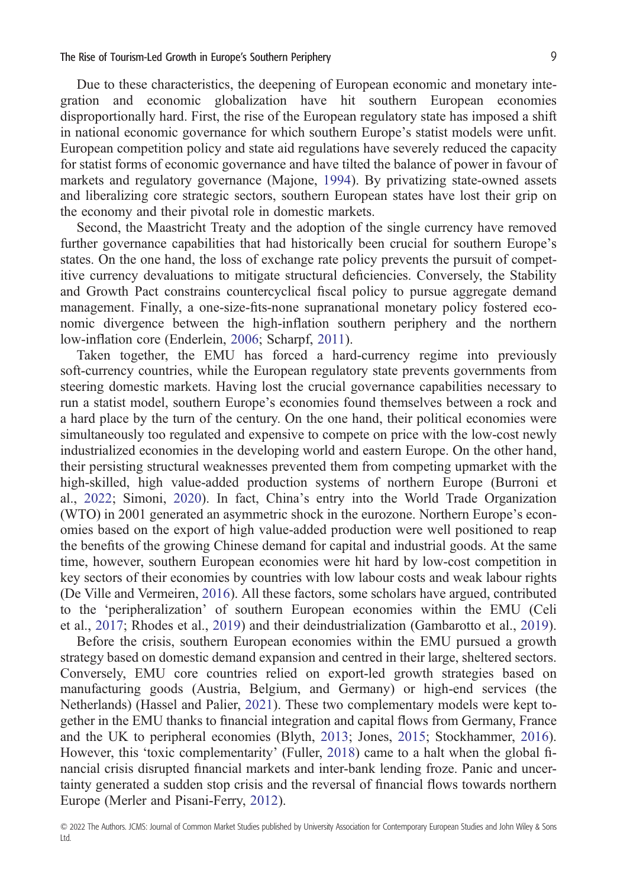Due to these characteristics, the deepening of European economic and monetary integration and economic globalization have hit southern European economies disproportionally hard. First, the rise of the European regulatory state has imposed a shift in national economic governance for which southern Europe's statist models were unfit. European competition policy and state aid regulations have severely reduced the capacity for statist forms of economic governance and have tilted the balance of power in favour of markets and regulatory governance (Majone, 1994). By privatizing state-owned assets and liberalizing core strategic sectors, southern European states have lost their grip on the economy and their pivotal role in domestic markets.

Second, the Maastricht Treaty and the adoption of the single currency have removed further governance capabilities that had historically been crucial for southern Europe's states. On the one hand, the loss of exchange rate policy prevents the pursuit of competitive currency devaluations to mitigate structural deficiencies. Conversely, the Stability and Growth Pact constrains countercyclical fiscal policy to pursue aggregate demand management. Finally, a one-size-fits-none supranational monetary policy fostered economic divergence between the high-inflation southern periphery and the northern low-inflation core (Enderlein, 2006; Scharpf, 2011).

Taken together, the EMU has forced a hard-currency regime into previously soft-currency countries, while the European regulatory state prevents governments from steering domestic markets. Having lost the crucial governance capabilities necessary to run a statist model, southern Europe's economies found themselves between a rock and a hard place by the turn of the century. On the one hand, their political economies were simultaneously too regulated and expensive to compete on price with the low-cost newly industrialized economies in the developing world and eastern Europe. On the other hand, their persisting structural weaknesses prevented them from competing upmarket with the high-skilled, high value-added production systems of northern Europe (Burroni et al., 2022; Simoni, 2020). In fact, China's entry into the World Trade Organization (WTO) in 2001 generated an asymmetric shock in the eurozone. Northern Europe's economies based on the export of high value-added production were well positioned to reap the benefits of the growing Chinese demand for capital and industrial goods. At the same time, however, southern European economies were hit hard by low-cost competition in key sectors of their economies by countries with low labour costs and weak labour rights (De Ville and Vermeiren, 2016). All these factors, some scholars have argued, contributed to the 'peripheralization' of southern European economies within the EMU (Celi et al., 2017; Rhodes et al., 2019) and their deindustrialization (Gambarotto et al., 2019).

Before the crisis, southern European economies within the EMU pursued a growth strategy based on domestic demand expansion and centred in their large, sheltered sectors. Conversely, EMU core countries relied on export-led growth strategies based on manufacturing goods (Austria, Belgium, and Germany) or high-end services (the Netherlands) (Hassel and Palier, 2021). These two complementary models were kept together in the EMU thanks to financial integration and capital flows from Germany, France and the UK to peripheral economies (Blyth, 2013; Jones, 2015; Stockhammer, 2016). However, this 'toxic complementarity' (Fuller, 2018) came to a halt when the global financial crisis disrupted financial markets and inter-bank lending froze. Panic and uncertainty generated a sudden stop crisis and the reversal of financial flows towards northern Europe (Merler and Pisani-Ferry, 2012).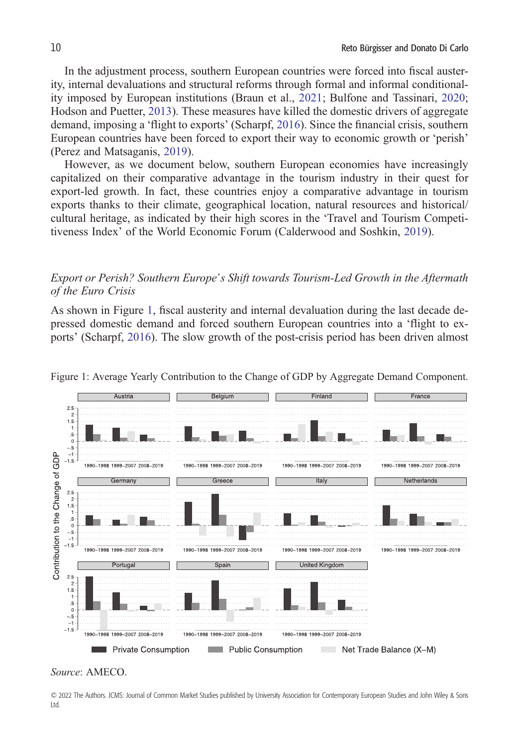In the adjustment process, southern European countries were forced into fiscal austerity, internal devaluations and structural reforms through formal and informal conditionality imposed by European institutions (Braun et al., 2021; Bulfone and Tassinari, 2020; Hodson and Puetter, 2013). These measures have killed the domestic drivers of aggregate demand, imposing a 'flight to exports' (Scharpf, 2016). Since the financial crisis, southern European countries have been forced to export their way to economic growth or 'perish' (Perez and Matsaganis, 2019).

However, as we document below, southern European economies have increasingly capitalized on their comparative advantage in the tourism industry in their quest for export-led growth. In fact, these countries enjoy a comparative advantage in tourism exports thanks to their climate, geographical location, natural resources and historical/cultural heritage, as indicated by their high scores in the 'Travel and Tourism Competitiveness Index' of the World Economic Forum (Calderwood and Soshkin, 2019).

### *Export or Perish? Southern Europe's Shift towards Tourism-Led Growth in the Aftermath of the Euro Crisis*

As shown in Figure 1, fiscal austerity and internal devaluation during the last decade depressed domestic demand and forced southern European countries into a 'flight to exports' (Scharpf, 2016). The slow growth of the post-crisis period has been driven almost

Figure 1: Average Yearly Contribution to the Change of GDP by Aggregate Demand Component.

*Source*: AMECO.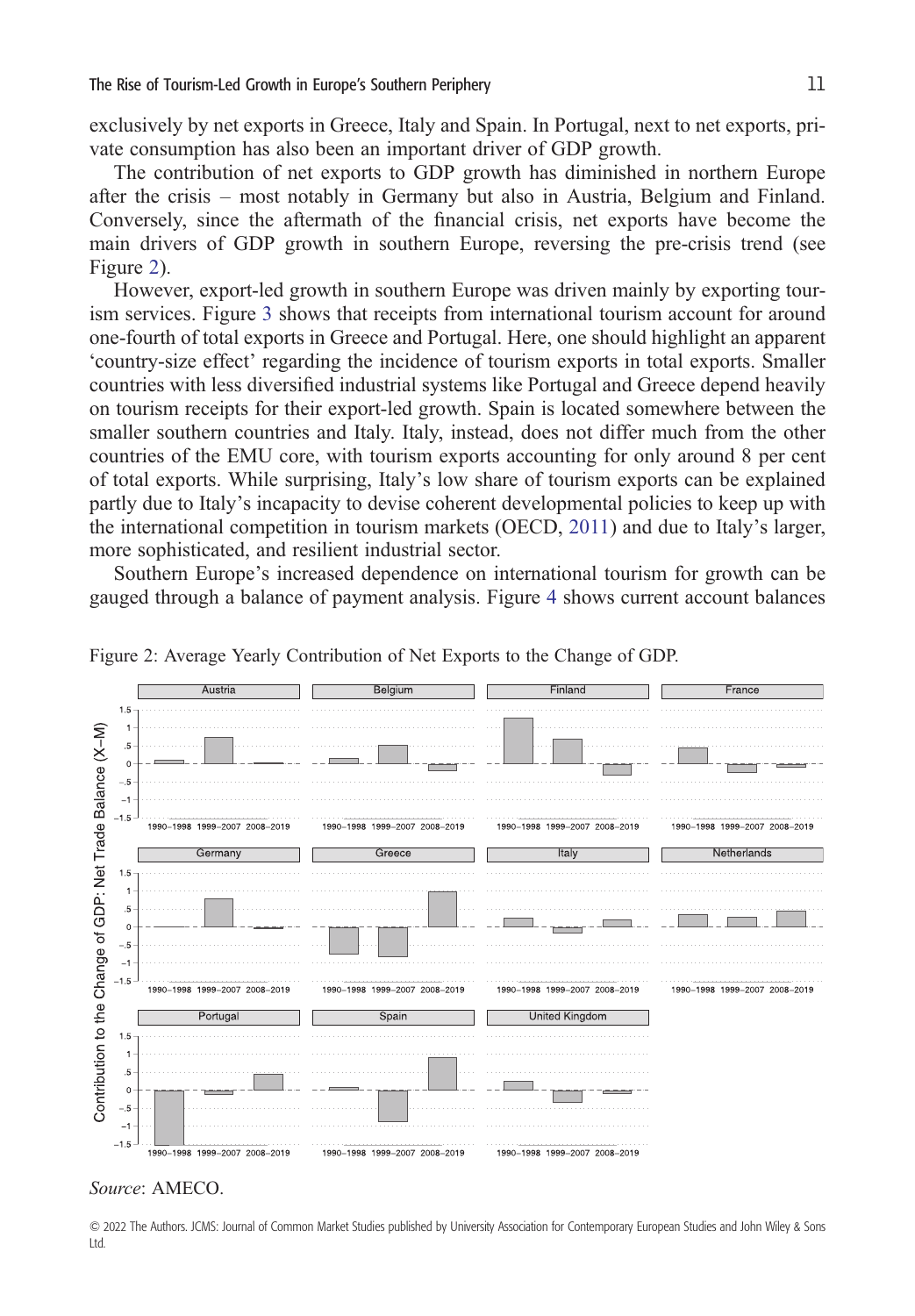exclusively by net exports in Greece, Italy and Spain. In Portugal, next to net exports, private consumption has also been an important driver of GDP growth.

The contribution of net exports to GDP growth has diminished in northern Europe after the crisis – most notably in Germany but also in Austria, Belgium and Finland. Conversely, since the aftermath of the financial crisis, net exports have become the main drivers of GDP growth in southern Europe, reversing the pre-crisis trend (see Figure 2).

However, export-led growth in southern Europe was driven mainly by exporting tourism services. Figure 3 shows that receipts from international tourism account for around one-fourth of total exports in Greece and Portugal. Here, one should highlight an apparent 'country-size effect' regarding the incidence of tourism exports in total exports. Smaller countries with less diversified industrial systems like Portugal and Greece depend heavily on tourism receipts for their export-led growth. Spain is located somewhere between the smaller southern countries and Italy. Italy, instead, does not differ much from the other countries of the EMU core, with tourism exports accounting for only around 8 per cent of total exports. While surprising, Italy's low share of tourism exports can be explained partly due to Italy's incapacity to devise coherent developmental policies to keep up with the international competition in tourism markets (OECD, 2011) and due to Italy's larger, more sophisticated, and resilient industrial sector.

Southern Europe's increased dependence on international tourism for growth can be gauged through a balance of payment analysis. Figure 4 shows current account balances

Figure 2: Average Yearly Contribution of Net Exports to the Change of GDP.

*Source*: AMECO.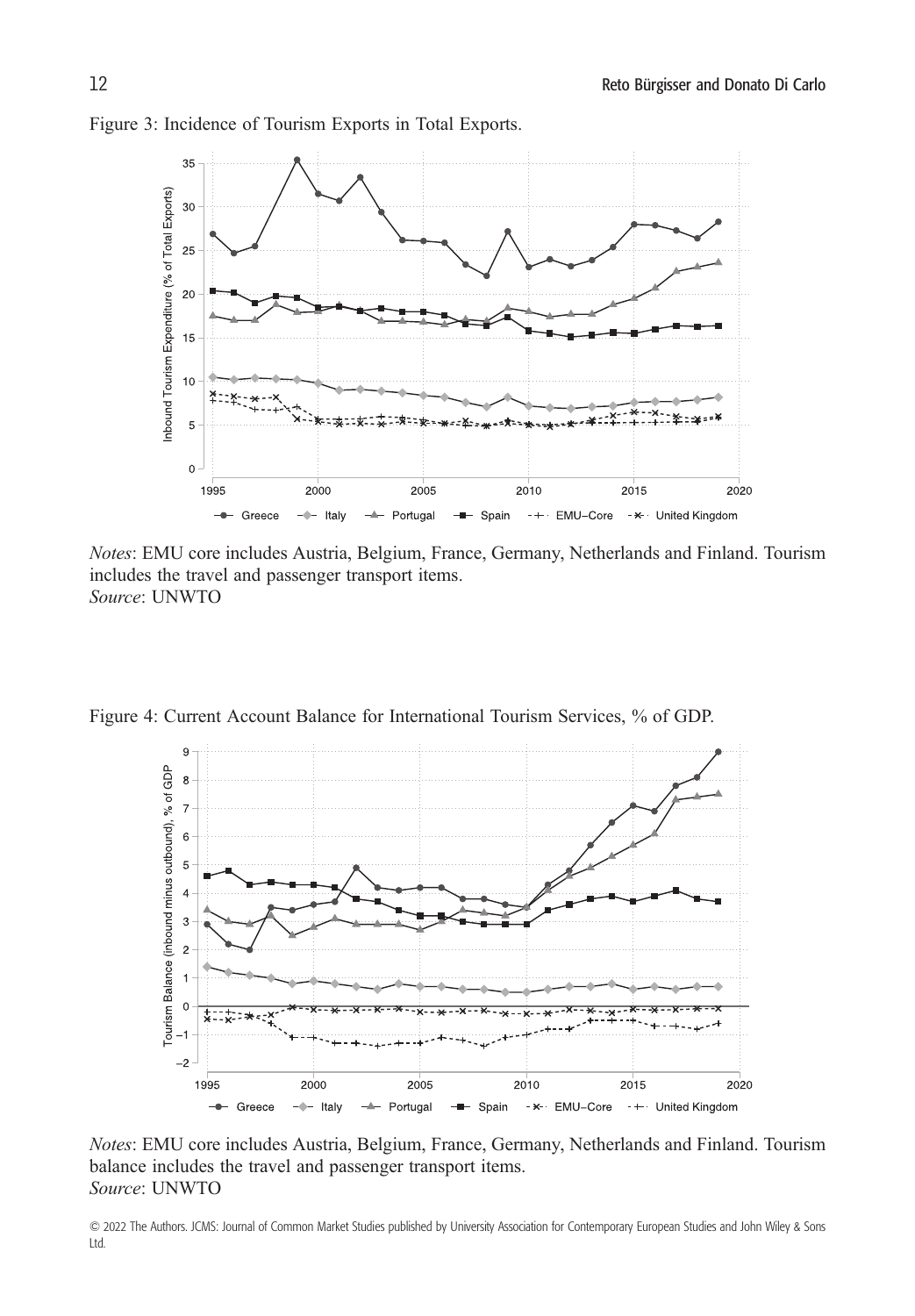Figure 3: Incidence of Tourism Exports in Total Exports.

*Notes*: EMU core includes Austria, Belgium, France, Germany, Netherlands and Finland. Tourism includes the travel and passenger transport items.
*Source*: UNWTO

Figure 4: Current Account Balance for International Tourism Services, % of GDP.

*Notes*: EMU core includes Austria, Belgium, France, Germany, Netherlands and Finland. Tourism balance includes the travel and passenger transport items.
*Source*: UNWTO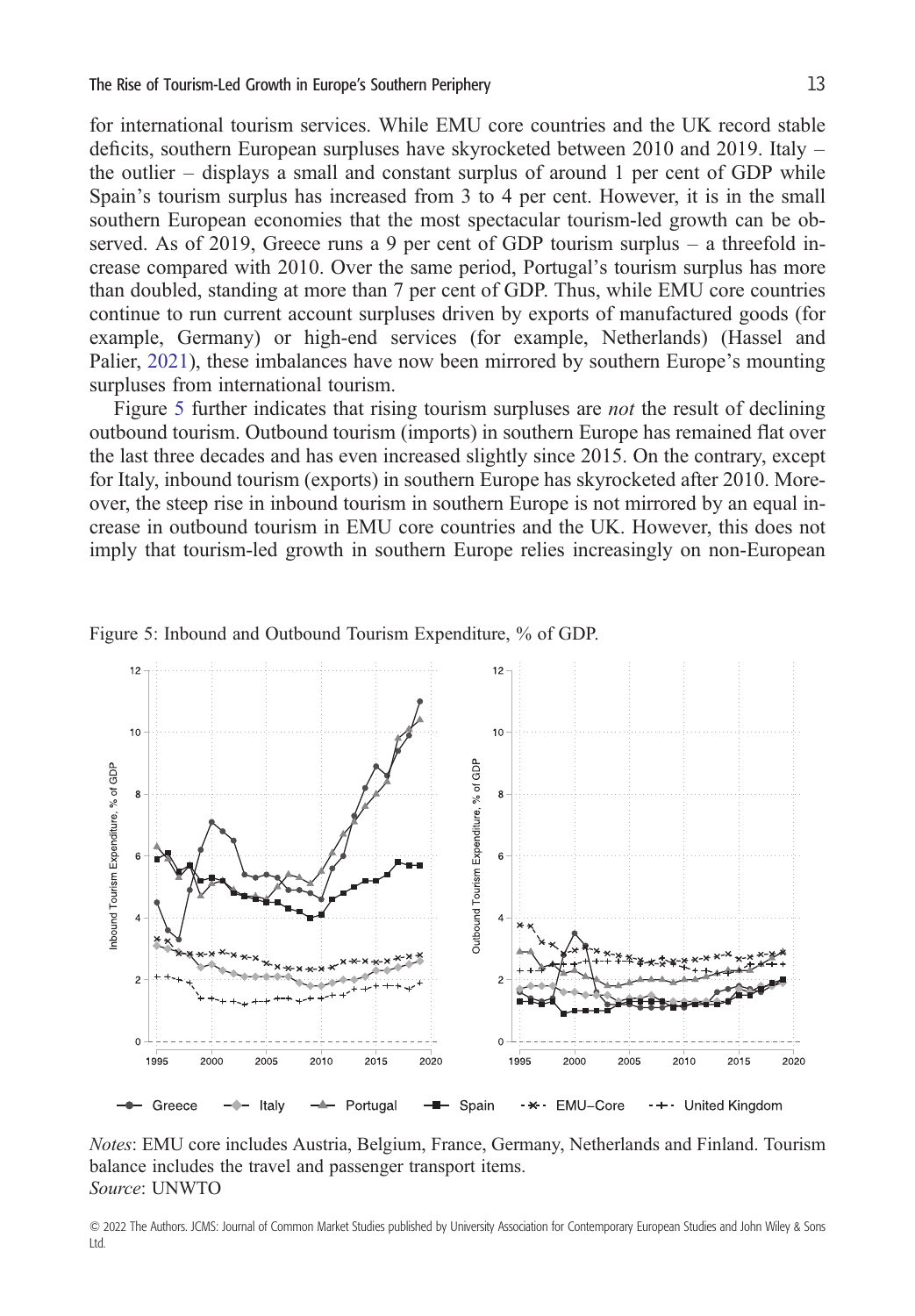for international tourism services. While EMU core countries and the UK record stable deficits, southern European surpluses have skyrocketed between 2010 and 2019. Italy – the outlier – displays a small and constant surplus of around 1 per cent of GDP while Spain's tourism surplus has increased from 3 to 4 per cent. However, it is in the small southern European economies that the most spectacular tourism-led growth can be observed. As of 2019, Greece runs a 9 per cent of GDP tourism surplus – a threefold increase compared with 2010. Over the same period, Portugal's tourism surplus has more than doubled, standing at more than 7 per cent of GDP. Thus, while EMU core countries continue to run current account surpluses driven by exports of manufactured goods (for example, Germany) or high-end services (for example, Netherlands) (Hassel and Palier, 2021), these imbalances have now been mirrored by southern Europe's mounting surpluses from international tourism.

Figure 5 further indicates that rising tourism surpluses are *not* the result of declining outbound tourism. Outbound tourism (imports) in southern Europe has remained flat over the last three decades and has even increased slightly since 2015. On the contrary, except for Italy, inbound tourism (exports) in southern Europe has skyrocketed after 2010. Moreover, the steep rise in inbound tourism in southern Europe is not mirrored by an equal increase in outbound tourism in EMU core countries and the UK. However, this does not imply that tourism-led growth in southern Europe relies increasingly on non-European

Figure 5: Inbound and Outbound Tourism Expenditure, % of GDP.

*Notes*: EMU core includes Austria, Belgium, France, Germany, Netherlands and Finland. Tourism balance includes the travel and passenger transport items.
*Source*: UNWTO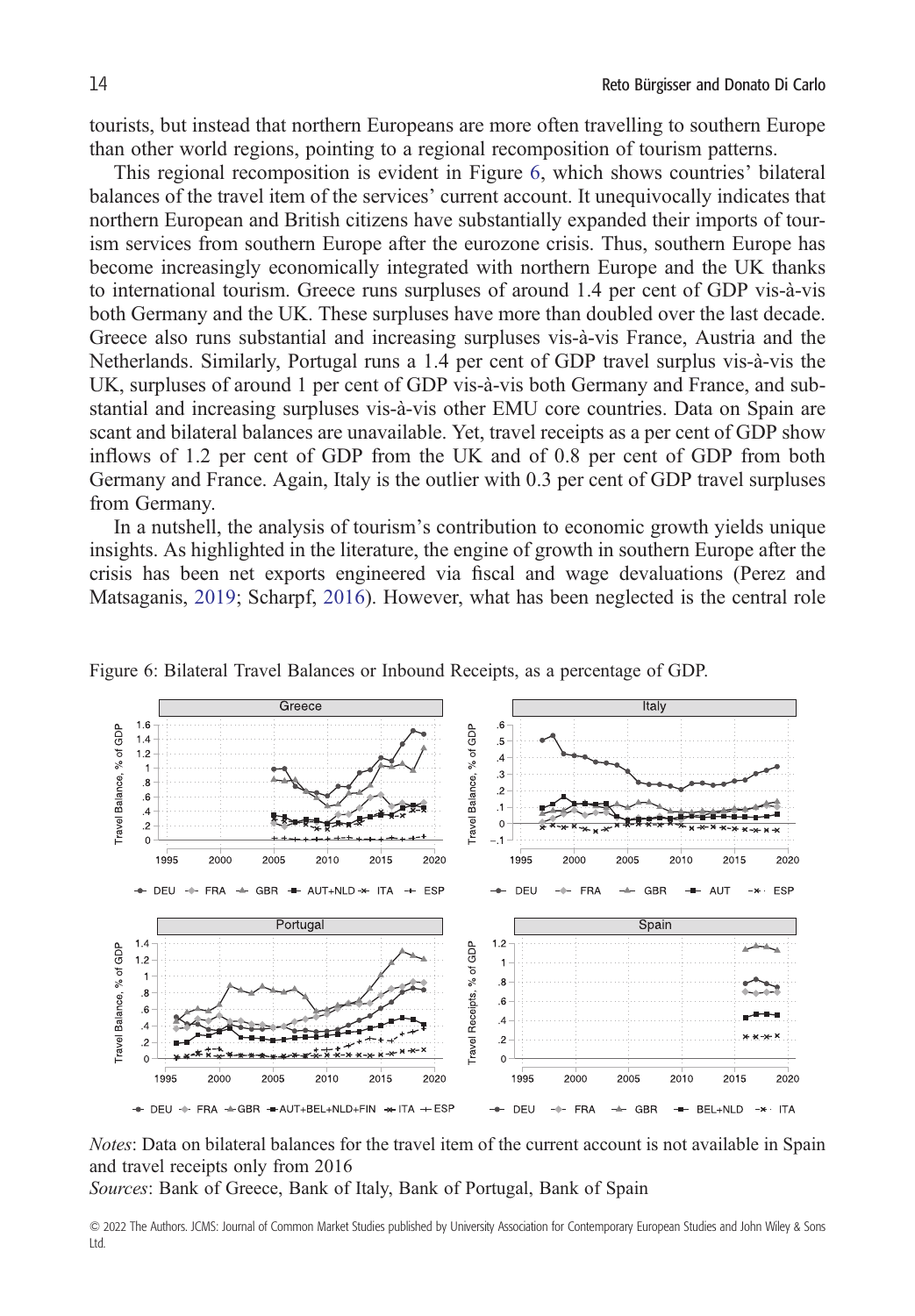tourists, but instead that northern Europeans are more often travelling to southern Europe than other world regions, pointing to a regional recomposition of tourism patterns.

This regional recomposition is evident in Figure 6, which shows countries' bilateral balances of the travel item of the services' current account. It unequivocally indicates that northern European and British citizens have substantially expanded their imports of tourism services from southern Europe after the eurozone crisis. Thus, southern Europe has become increasingly economically integrated with northern Europe and the UK thanks to international tourism. Greece runs surpluses of around 1.4 per cent of GDP vis-à-vis both Germany and the UK. These surpluses have more than doubled over the last decade. Greece also runs substantial and increasing surpluses vis-à-vis France, Austria and the Netherlands. Similarly, Portugal runs a 1.4 per cent of GDP travel surplus vis-à-vis the UK, surpluses of around 1 per cent of GDP vis-à-vis both Germany and France, and substantial and increasing surpluses vis-à-vis other EMU core countries. Data on Spain are scant and bilateral balances are unavailable. Yet, travel receipts as a per cent of GDP show inflows of 1.2 per cent of GDP from the UK and of 0.8 per cent of GDP from both Germany and France. Again, Italy is the outlier with 0.3 per cent of GDP travel surpluses from Germany.

In a nutshell, the analysis of tourism's contribution to economic growth yields unique insights. As highlighted in the literature, the engine of growth in southern Europe after the crisis has been net exports engineered via fiscal and wage devaluations (Perez and Matsaganis, 2019; Scharpf, 2016). However, what has been neglected is the central role

Figure 6: Bilateral Travel Balances or Inbound Receipts, as a percentage of GDP.

*Notes*: Data on bilateral balances for the travel item of the current account is not available in Spain and travel receipts only from 2016

*Sources*: Bank of Greece, Bank of Italy, Bank of Portugal, Bank of Spain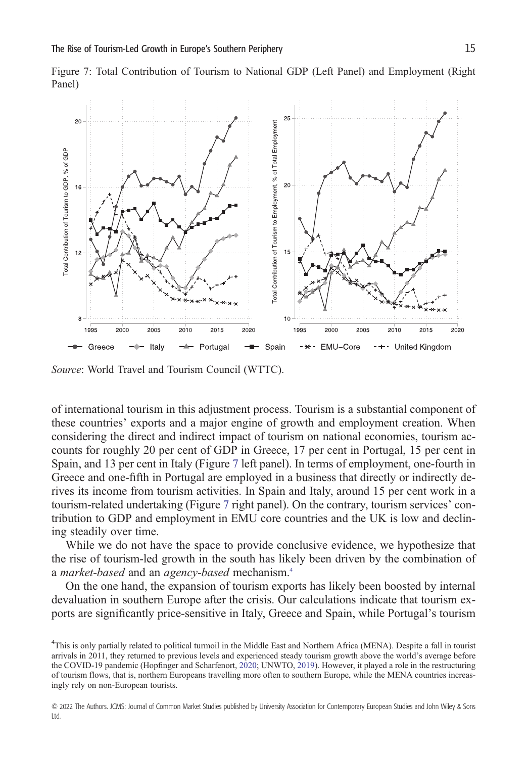Figure 7: Total Contribution of Tourism to National GDP (Left Panel) and Employment (Right Panel)

*Source*: World Travel and Tourism Council (WTTC).

of international tourism in this adjustment process. Tourism is a substantial component of these countries' exports and a major engine of growth and employment creation. When considering the direct and indirect impact of tourism on national economies, tourism accounts for roughly 20 per cent of GDP in Greece, 17 per cent in Portugal, 15 per cent in Spain, and 13 per cent in Italy (Figure 7 left panel). In terms of employment, one-fourth in Greece and one-fifth in Portugal are employed in a business that directly or indirectly derives its income from tourism activities. In Spain and Italy, around 15 per cent work in a tourism-related undertaking (Figure 7 right panel). On the contrary, tourism services' contribution to GDP and employment in EMU core countries and the UK is low and declining steadily over time.

While we do not have the space to provide conclusive evidence, we hypothesize that the rise of tourism-led growth in the south has likely been driven by the combination of a *market-based* and an *agency-based* mechanism.[4]

On the one hand, the expansion of tourism exports has likely been boosted by internal devaluation in southern Europe after the crisis. Our calculations indicate that tourism exports are significantly price-sensitive in Italy, Greece and Spain, while Portugal's tourism

[4]This is only partially related to political turmoil in the Middle East and Northern Africa (MENA). Despite a fall in tourist arrivals in 2011, they returned to previous levels and experienced steady tourism growth above the world's average before the COVID-19 pandemic (Hopfinger and Scharfenort, 2020; UNWTO, 2019). However, it played a role in the restructuring of tourism flows, that is, northern Europeans travelling more often to southern Europe, while the MENA countries increasingly rely on non-European tourists.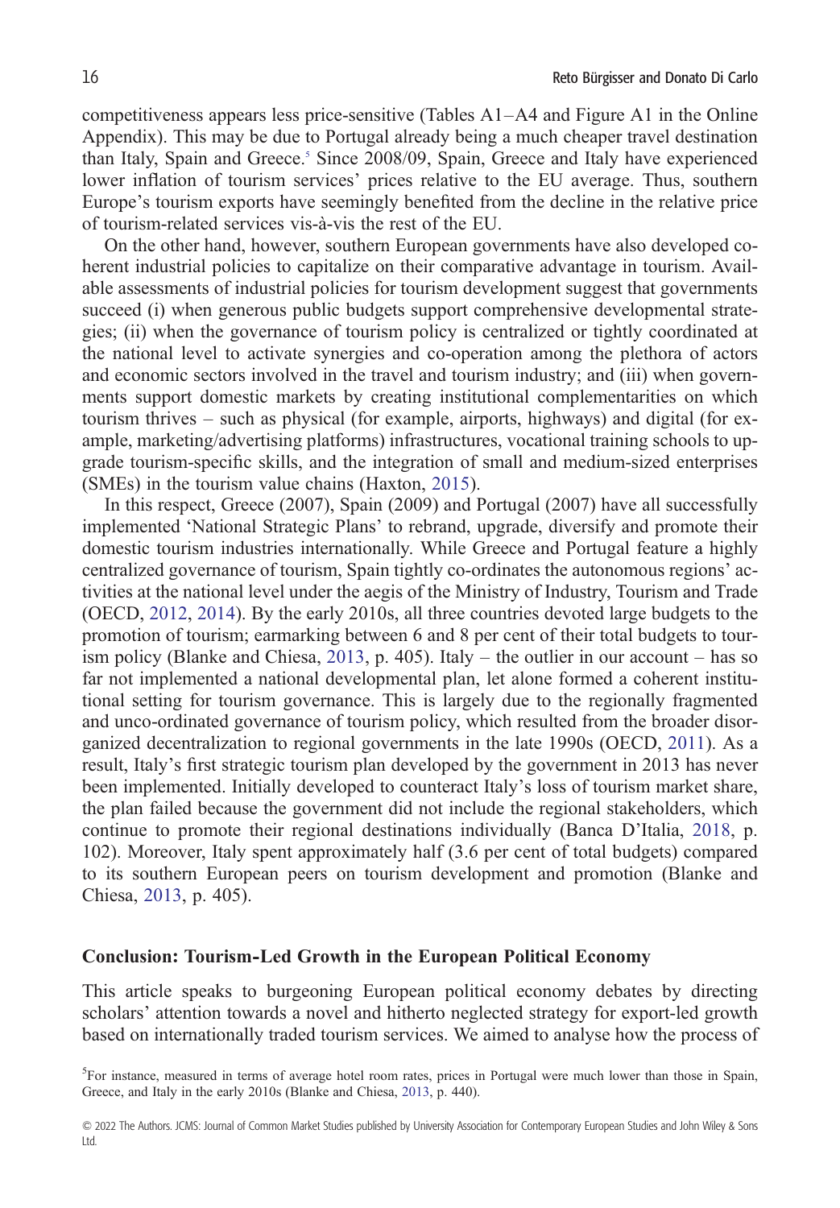competitiveness appears less price-sensitive (Tables A1–A4 and Figure A1 in the Online Appendix). This may be due to Portugal already being a much cheaper travel destination than Italy, Spain and Greece.[5] Since 2008/09, Spain, Greece and Italy have experienced lower inflation of tourism services' prices relative to the EU average. Thus, southern Europe's tourism exports have seemingly benefited from the decline in the relative price of tourism-related services vis-à-vis the rest of the EU.

On the other hand, however, southern European governments have also developed coherent industrial policies to capitalize on their comparative advantage in tourism. Available assessments of industrial policies for tourism development suggest that governments succeed (i) when generous public budgets support comprehensive developmental strategies; (ii) when the governance of tourism policy is centralized or tightly coordinated at the national level to activate synergies and co-operation among the plethora of actors and economic sectors involved in the travel and tourism industry; and (iii) when governments support domestic markets by creating institutional complementarities on which tourism thrives – such as physical (for example, airports, highways) and digital (for example, marketing/advertising platforms) infrastructures, vocational training schools to upgrade tourism-specific skills, and the integration of small and medium-sized enterprises (SMEs) in the tourism value chains (Haxton, 2015).

In this respect, Greece (2007), Spain (2009) and Portugal (2007) have all successfully implemented 'National Strategic Plans' to rebrand, upgrade, diversify and promote their domestic tourism industries internationally. While Greece and Portugal feature a highly centralized governance of tourism, Spain tightly co-ordinates the autonomous regions' activities at the national level under the aegis of the Ministry of Industry, Tourism and Trade (OECD, 2012, 2014). By the early 2010s, all three countries devoted large budgets to the promotion of tourism; earmarking between 6 and 8 per cent of their total budgets to tourism policy (Blanke and Chiesa, 2013, p. 405). Italy – the outlier in our account – has so far not implemented a national developmental plan, let alone formed a coherent institutional setting for tourism governance. This is largely due to the regionally fragmented and unco-ordinated governance of tourism policy, which resulted from the broader disorganized decentralization to regional governments in the late 1990s (OECD, 2011). As a result, Italy's first strategic tourism plan developed by the government in 2013 has never been implemented. Initially developed to counteract Italy's loss of tourism market share, the plan failed because the government did not include the regional stakeholders, which continue to promote their regional destinations individually (Banca D'Italia, 2018, p. 102). Moreover, Italy spent approximately half (3.6 per cent of total budgets) compared to its southern European peers on tourism development and promotion (Blanke and Chiesa, 2013, p. 405).

## Conclusion: Tourism-Led Growth in the European Political Economy

This article speaks to burgeoning European political economy debates by directing scholars' attention towards a novel and hitherto neglected strategy for export-led growth based on internationally traded tourism services. We aimed to analyse how the process of

[5] For instance, measured in terms of average hotel room rates, prices in Portugal were much lower than those in Spain, Greece, and Italy in the early 2010s (Blanke and Chiesa, 2013, p. 440).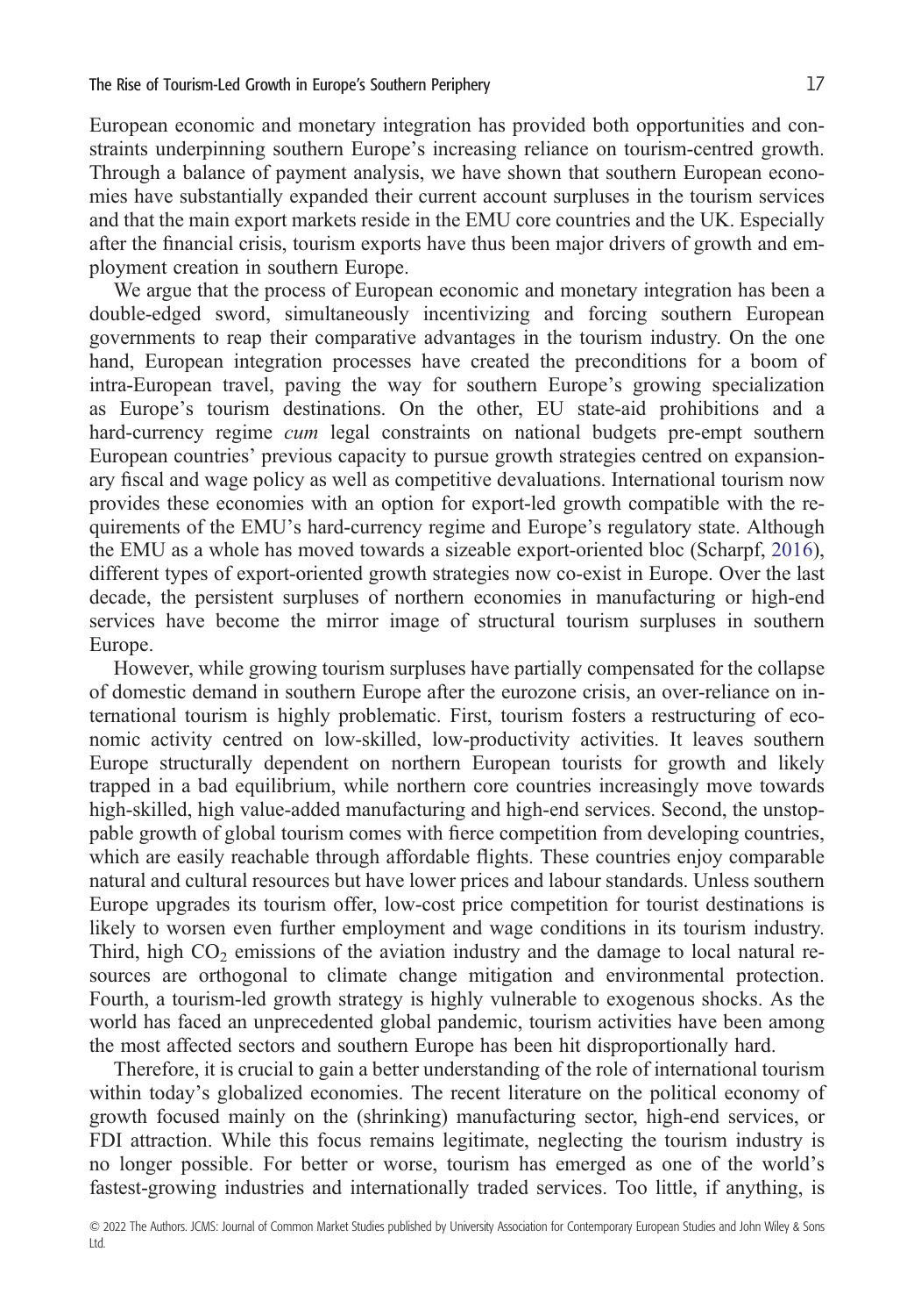European economic and monetary integration has provided both opportunities and constraints underpinning southern Europe's increasing reliance on tourism-centred growth. Through a balance of payment analysis, we have shown that southern European economies have substantially expanded their current account surpluses in the tourism services and that the main export markets reside in the EMU core countries and the UK. Especially after the financial crisis, tourism exports have thus been major drivers of growth and employment creation in southern Europe.

We argue that the process of European economic and monetary integration has been a double-edged sword, simultaneously incentivizing and forcing southern European governments to reap their comparative advantages in the tourism industry. On the one hand, European integration processes have created the preconditions for a boom of intra-European travel, paving the way for southern Europe's growing specialization as Europe's tourism destinations. On the other, EU state-aid prohibitions and a hard-currency regime *cum* legal constraints on national budgets pre-empt southern European countries' previous capacity to pursue growth strategies centred on expansionary fiscal and wage policy as well as competitive devaluations. International tourism now provides these economies with an option for export-led growth compatible with the requirements of the EMU's hard-currency regime and Europe's regulatory state. Although the EMU as a whole has moved towards a sizeable export-oriented bloc (Scharpf, 2016), different types of export-oriented growth strategies now co-exist in Europe. Over the last decade, the persistent surpluses of northern economies in manufacturing or high-end services have become the mirror image of structural tourism surpluses in southern Europe.

However, while growing tourism surpluses have partially compensated for the collapse of domestic demand in southern Europe after the eurozone crisis, an over-reliance on international tourism is highly problematic. First, tourism fosters a restructuring of economic activity centred on low-skilled, low-productivity activities. It leaves southern Europe structurally dependent on northern European tourists for growth and likely trapped in a bad equilibrium, while northern core countries increasingly move towards high-skilled, high value-added manufacturing and high-end services. Second, the unstoppable growth of global tourism comes with fierce competition from developing countries, which are easily reachable through affordable flights. These countries enjoy comparable natural and cultural resources but have lower prices and labour standards. Unless southern Europe upgrades its tourism offer, low-cost price competition for tourist destinations is likely to worsen even further employment and wage conditions in its tourism industry. Third, high $CO_2$ emissions of the aviation industry and the damage to local natural resources are orthogonal to climate change mitigation and environmental protection. Fourth, a tourism-led growth strategy is highly vulnerable to exogenous shocks. As the world has faced an unprecedented global pandemic, tourism activities have been among the most affected sectors and southern Europe has been hit disproportionally hard.

Therefore, it is crucial to gain a better understanding of the role of international tourism within today's globalized economies. The recent literature on the political economy of growth focused mainly on the (shrinking) manufacturing sector, high-end services, or FDI attraction. While this focus remains legitimate, neglecting the tourism industry is no longer possible. For better or worse, tourism has emerged as one of the world's fastest-growing industries and internationally traded services. Too little, if anything, is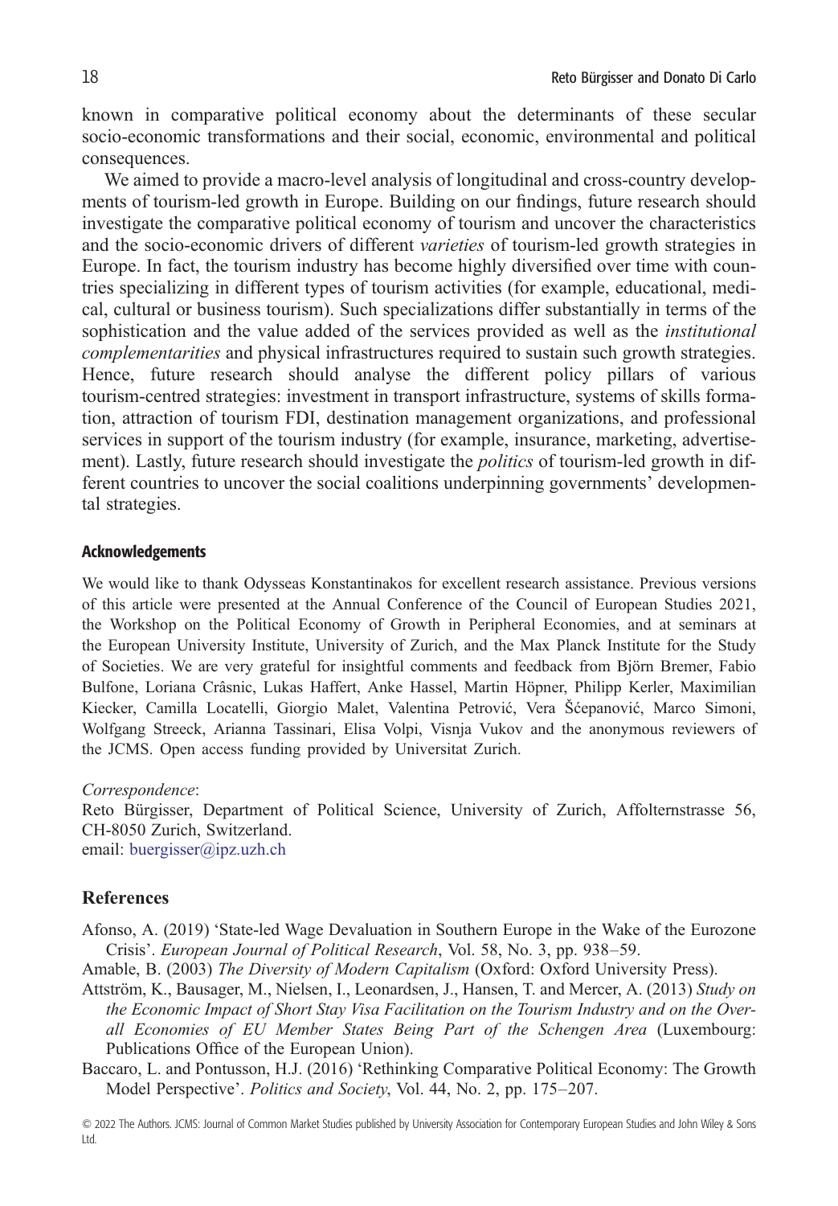known in comparative political economy about the determinants of these secular socio-economic transformations and their social, economic, environmental and political consequences.

We aimed to provide a macro-level analysis of longitudinal and cross-country developments of tourism-led growth in Europe. Building on our findings, future research should investigate the comparative political economy of tourism and uncover the characteristics and the socio-economic drivers of different *varieties* of tourism-led growth strategies in Europe. In fact, the tourism industry has become highly diversified over time with countries specializing in different types of tourism activities (for example, educational, medical, cultural or business tourism). Such specializations differ substantially in terms of the sophistication and the value added of the services provided as well as the *institutional complementarities* and physical infrastructures required to sustain such growth strategies. Hence, future research should analyse the different policy pillars of various tourism-centred strategies: investment in transport infrastructure, systems of skills formation, attraction of tourism FDI, destination management organizations, and professional services in support of the tourism industry (for example, insurance, marketing, advertisement). Lastly, future research should investigate the *politics* of tourism-led growth in different countries to uncover the social coalitions underpinning governments' developmental strategies.

### Acknowledgements

We would like to thank Odysseas Konstantinakos for excellent research assistance. Previous versions of this article were presented at the Annual Conference of the Council of European Studies 2021, the Workshop on the Political Economy of Growth in Peripheral Economies, and at seminars at the European University Institute, University of Zurich, and the Max Planck Institute for the Study of Societies. We are very grateful for insightful comments and feedback from Björn Bremer, Fabio Bulfone, Loriana Crâsnic, Lukas Haffert, Anke Hassel, Martin Höpner, Philipp Kerler, Maximilian Kiecker, Camilla Locatelli, Giorgio Malet, Valentina Petrović, Vera Šćepanović, Marco Simoni, Wolfgang Streeck, Arianna Tassinari, Elisa Volpi, Visnja Vukov and the anonymous reviewers of the JCMS. Open access funding provided by Universitat Zurich.

*Correspondence*:
Reto Bürgisser, Department of Political Science, University of Zurich, Affolternstrasse 56, CH-8050 Zurich, Switzerland.
email: buergisser@ipz.uzh.ch

## References

Afonso, A. (2019) 'State-led Wage Devaluation in Southern Europe in the Wake of the Eurozone Crisis'. *European Journal of Political Research*, Vol. 58, No. 3, pp. 938–59.

Amable, B. (2003) *The Diversity of Modern Capitalism* (Oxford: Oxford University Press).

Attström, K., Bausager, M., Nielsen, I., Leonardsen, J., Hansen, T. and Mercer, A. (2013) *Study on the Economic Impact of Short Stay Visa Facilitation on the Tourism Industry and on the Overall Economies of EU Member States Being Part of the Schengen Area* (Luxembourg: Publications Office of the European Union).

Baccaro, L. and Pontusson, H.J. (2016) 'Rethinking Comparative Political Economy: The Growth Model Perspective'. *Politics and Society*, Vol. 44, No. 2, pp. 175–207.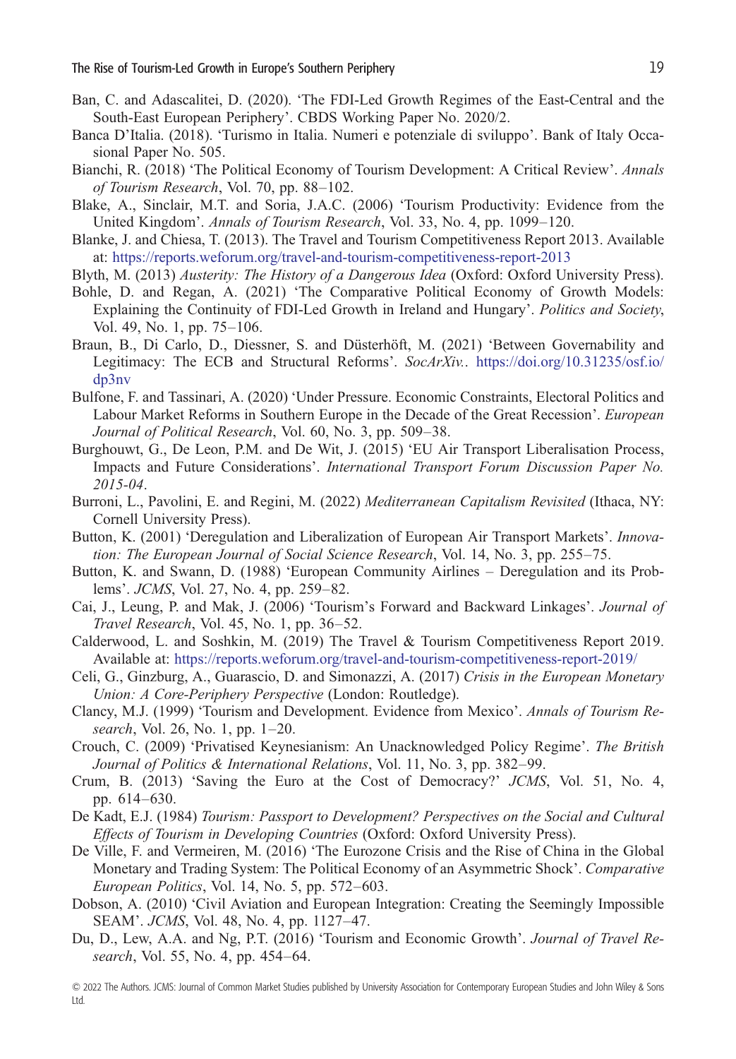Ban, C. and Adascalitei, D. (2020). 'The FDI-Led Growth Regimes of the East-Central and the South-East European Periphery'. CBDS Working Paper No. 2020/2.

Banca D'Italia. (2018). 'Turismo in Italia. Numeri e potenziale di sviluppo'. Bank of Italy Occasional Paper No. 505.

Bianchi, R. (2018) 'The Political Economy of Tourism Development: A Critical Review'. *Annals of Tourism Research*, Vol. 70, pp. 88–102.

Blake, A., Sinclair, M.T. and Soria, J.A.C. (2006) 'Tourism Productivity: Evidence from the United Kingdom'. *Annals of Tourism Research*, Vol. 33, No. 4, pp. 1099–120.

Blanke, J. and Chiesa, T. (2013). The Travel and Tourism Competitiveness Report 2013. Available at: https://reports.weforum.org/travel-and-tourism-competitiveness-report-2013

Blyth, M. (2013) *Austerity: The History of a Dangerous Idea* (Oxford: Oxford University Press).

Bohle, D. and Regan, A. (2021) 'The Comparative Political Economy of Growth Models: Explaining the Continuity of FDI-Led Growth in Ireland and Hungary'. *Politics and Society*, Vol. 49, No. 1, pp. 75–106.

Braun, B., Di Carlo, D., Diessner, S. and Düsterhöft, M. (2021) 'Between Governability and Legitimacy: The ECB and Structural Reforms'. *SocArXiv.*. https://doi.org/10.31235/osf.io/dp3nv

Bulfone, F. and Tassinari, A. (2020) 'Under Pressure. Economic Constraints, Electoral Politics and Labour Market Reforms in Southern Europe in the Decade of the Great Recession'. *European Journal of Political Research*, Vol. 60, No. 3, pp. 509–38.

Burghouwt, G., De Leon, P.M. and De Wit, J. (2015) 'EU Air Transport Liberalisation Process, Impacts and Future Considerations'. *International Transport Forum Discussion Paper No. 2015-04*.

Burroni, L., Pavolini, E. and Regini, M. (2022) *Mediterranean Capitalism Revisited* (Ithaca, NY: Cornell University Press).

Button, K. (2001) 'Deregulation and Liberalization of European Air Transport Markets'. *Innovation: The European Journal of Social Science Research*, Vol. 14, No. 3, pp. 255–75.

Button, K. and Swann, D. (1988) 'European Community Airlines – Deregulation and its Problems'. *JCMS*, Vol. 27, No. 4, pp. 259–82.

Cai, J., Leung, P. and Mak, J. (2006) 'Tourism's Forward and Backward Linkages'. *Journal of Travel Research*, Vol. 45, No. 1, pp. 36–52.

Calderwood, L. and Soshkin, M. (2019) The Travel & Tourism Competitiveness Report 2019. Available at: https://reports.weforum.org/travel-and-tourism-competitiveness-report-2019/

Celi, G., Ginzburg, A., Guarascio, D. and Simonazzi, A. (2017) *Crisis in the European Monetary Union: A Core-Periphery Perspective* (London: Routledge).

Clancy, M.J. (1999) 'Tourism and Development. Evidence from Mexico'. *Annals of Tourism Research*, Vol. 26, No. 1, pp. 1–20.

Crouch, C. (2009) 'Privatised Keynesianism: An Unacknowledged Policy Regime'. *The British Journal of Politics & International Relations*, Vol. 11, No. 3, pp. 382–99.

Crum, B. (2013) 'Saving the Euro at the Cost of Democracy?' *JCMS*, Vol. 51, No. 4, pp. 614–630.

De Kadt, E.J. (1984) *Tourism: Passport to Development? Perspectives on the Social and Cultural Effects of Tourism in Developing Countries* (Oxford: Oxford University Press).

De Ville, F. and Vermeiren, M. (2016) 'The Eurozone Crisis and the Rise of China in the Global Monetary and Trading System: The Political Economy of an Asymmetric Shock'. *Comparative European Politics*, Vol. 14, No. 5, pp. 572–603.

Dobson, A. (2010) 'Civil Aviation and European Integration: Creating the Seemingly Impossible SEAM'. *JCMS*, Vol. 48, No. 4, pp. 1127–47.

Du, D., Lew, A.A. and Ng, P.T. (2016) 'Tourism and Economic Growth'. *Journal of Travel Research*, Vol. 55, No. 4, pp. 454–64.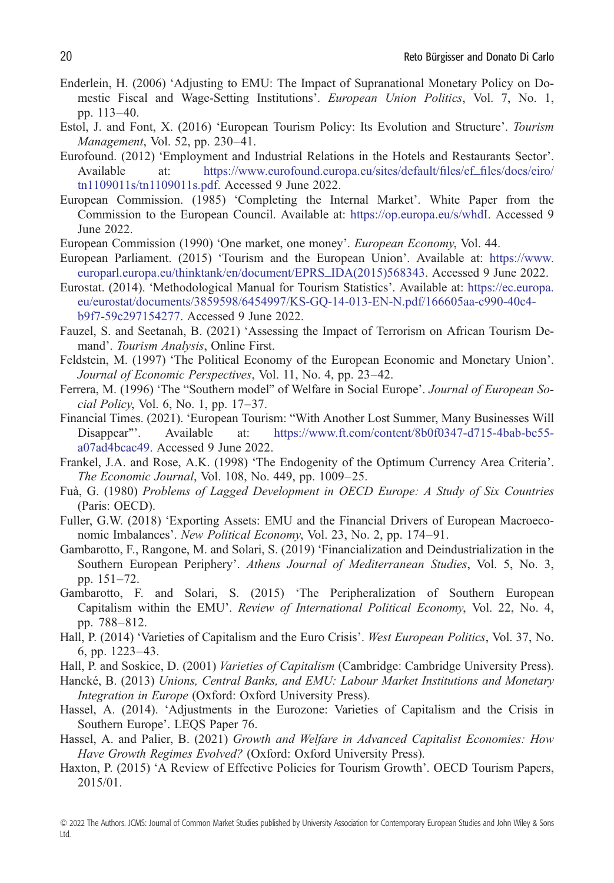Enderlein, H. (2006) 'Adjusting to EMU: The Impact of Supranational Monetary Policy on Domestic Fiscal and Wage-Setting Institutions'. *European Union Politics*, Vol. 7, No. 1, pp. 113–40.

Estol, J. and Font, X. (2016) 'European Tourism Policy: Its Evolution and Structure'. *Tourism Management*, Vol. 52, pp. 230–41.

Eurofound. (2012) 'Employment and Industrial Relations in the Hotels and Restaurants Sector'. Available at: https://www.eurofound.europa.eu/sites/default/files/ef_files/docs/eiro/tn1109011s/tn1109011s.pdf. Accessed 9 June 2022.

European Commission. (1985) 'Completing the Internal Market'. White Paper from the Commission to the European Council. Available at: https://op.europa.eu/s/whdI. Accessed 9 June 2022.

European Commission (1990) 'One market, one money'. *European Economy*, Vol. 44.

European Parliament. (2015) 'Tourism and the European Union'. Available at: https://www.europarl.europa.eu/thinktank/en/document/EPRS_IDA(2015)568343. Accessed 9 June 2022.

Eurostat. (2014). 'Methodological Manual for Tourism Statistics'. Available at: https://ec.europa.eu/eurostat/documents/3859598/6454997/KS-GQ-14-013-EN-N.pdf/166605aa-c990-40c4-b9f7-59c297154277. Accessed 9 June 2022.

Fauzel, S. and Seetanah, B. (2021) 'Assessing the Impact of Terrorism on African Tourism Demand'. *Tourism Analysis*, Online First.

Feldstein, M. (1997) 'The Political Economy of the European Economic and Monetary Union'. *Journal of Economic Perspectives*, Vol. 11, No. 4, pp. 23–42.

Ferrera, M. (1996) 'The "Southern model" of Welfare in Social Europe'. *Journal of European Social Policy*, Vol. 6, No. 1, pp. 17–37.

Financial Times. (2021). 'European Tourism: "With Another Lost Summer, Many Businesses Will Disappear"'. Available at: https://www.ft.com/content/8b0f0347-d715-4bab-bc55-a07ad4bcac49. Accessed 9 June 2022.

Frankel, J.A. and Rose, A.K. (1998) 'The Endogenity of the Optimum Currency Area Criteria'. *The Economic Journal*, Vol. 108, No. 449, pp. 1009–25.

Fuà, G. (1980) *Problems of Lagged Development in OECD Europe: A Study of Six Countries* (Paris: OECD).

Fuller, G.W. (2018) 'Exporting Assets: EMU and the Financial Drivers of European Macroeconomic Imbalances'. *New Political Economy*, Vol. 23, No. 2, pp. 174–91.

Gambarotto, F., Rangone, M. and Solari, S. (2019) 'Financialization and Deindustrialization in the Southern European Periphery'. *Athens Journal of Mediterranean Studies*, Vol. 5, No. 3, pp. 151–72.

Gambarotto, F. and Solari, S. (2015) 'The Peripheralization of Southern European Capitalism within the EMU'. *Review of International Political Economy*, Vol. 22, No. 4, pp. 788–812.

Hall, P. (2014) 'Varieties of Capitalism and the Euro Crisis'. *West European Politics*, Vol. 37, No. 6, pp. 1223–43.

Hall, P. and Soskice, D. (2001) *Varieties of Capitalism* (Cambridge: Cambridge University Press).

Hancké, B. (2013) *Unions, Central Banks, and EMU: Labour Market Institutions and Monetary Integration in Europe* (Oxford: Oxford University Press).

Hassel, A. (2014). 'Adjustments in the Eurozone: Varieties of Capitalism and the Crisis in Southern Europe'. LEQS Paper 76.

Hassel, A. and Palier, B. (2021) *Growth and Welfare in Advanced Capitalist Economies: How Have Growth Regimes Evolved?* (Oxford: Oxford University Press).

Haxton, P. (2015) 'A Review of Effective Policies for Tourism Growth'. OECD Tourism Papers, 2015/01.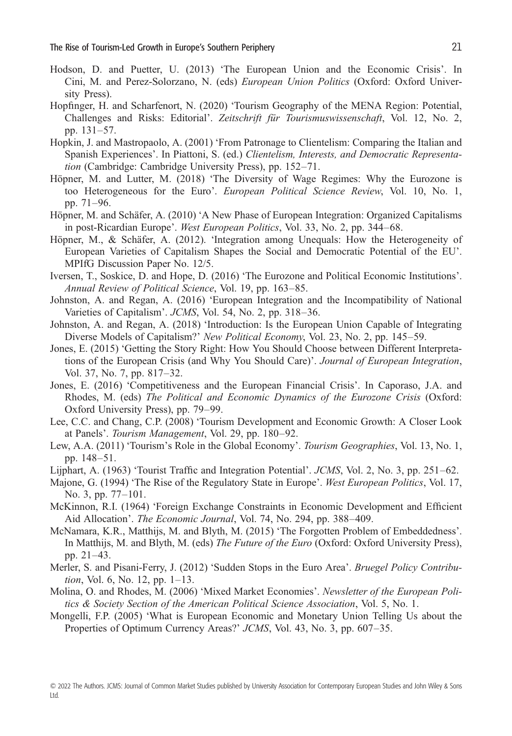Hodson, D. and Puetter, U. (2013) 'The European Union and the Economic Crisis'. In Cini, M. and Perez-Solorzano, N. (eds) *European Union Politics* (Oxford: Oxford University Press).

Hopfinger, H. and Scharfenort, N. (2020) 'Tourism Geography of the MENA Region: Potential, Challenges and Risks: Editorial'. *Zeitschrift für Tourismuswissenschaft*, Vol. 12, No. 2, pp. 131–57.

Hopkin, J. and Mastropaolo, A. (2001) 'From Patronage to Clientelism: Comparing the Italian and Spanish Experiences'. In Piattoni, S. (ed.) *Clientelism, Interests, and Democratic Representation* (Cambridge: Cambridge University Press), pp. 152–71.

Höpner, M. and Lutter, M. (2018) 'The Diversity of Wage Regimes: Why the Eurozone is too Heterogeneous for the Euro'. *European Political Science Review*, Vol. 10, No. 1, pp. 71–96.

Höpner, M. and Schäfer, A. (2010) 'A New Phase of European Integration: Organized Capitalisms in post-Ricardian Europe'. *West European Politics*, Vol. 33, No. 2, pp. 344–68.

Höpner, M., & Schäfer, A. (2012). 'Integration among Unequals: How the Heterogeneity of European Varieties of Capitalism Shapes the Social and Democratic Potential of the EU'. MPIfG Discussion Paper No. 12/5.

Iversen, T., Soskice, D. and Hope, D. (2016) 'The Eurozone and Political Economic Institutions'. *Annual Review of Political Science*, Vol. 19, pp. 163–85.

Johnston, A. and Regan, A. (2016) 'European Integration and the Incompatibility of National Varieties of Capitalism'. *JCMS*, Vol. 54, No. 2, pp. 318–36.

Johnston, A. and Regan, A. (2018) 'Introduction: Is the European Union Capable of Integrating Diverse Models of Capitalism?' *New Political Economy*, Vol. 23, No. 2, pp. 145–59.

Jones, E. (2015) 'Getting the Story Right: How You Should Choose between Different Interpretations of the European Crisis (and Why You Should Care)'. *Journal of European Integration*, Vol. 37, No. 7, pp. 817–32.

Jones, E. (2016) 'Competitiveness and the European Financial Crisis'. In Caporaso, J.A. and Rhodes, M. (eds) *The Political and Economic Dynamics of the Eurozone Crisis* (Oxford: Oxford University Press), pp. 79–99.

Lee, C.C. and Chang, C.P. (2008) 'Tourism Development and Economic Growth: A Closer Look at Panels'. *Tourism Management*, Vol. 29, pp. 180–92.

Lew, A.A. (2011) 'Tourism's Role in the Global Economy'. *Tourism Geographies*, Vol. 13, No. 1, pp. 148–51.

Lijphart, A. (1963) 'Tourist Traffic and Integration Potential'. *JCMS*, Vol. 2, No. 3, pp. 251–62.

Majone, G. (1994) 'The Rise of the Regulatory State in Europe'. *West European Politics*, Vol. 17, No. 3, pp. 77–101.

McKinnon, R.I. (1964) 'Foreign Exchange Constraints in Economic Development and Efficient Aid Allocation'. *The Economic Journal*, Vol. 74, No. 294, pp. 388–409.

McNamara, K.R., Matthijs, M. and Blyth, M. (2015) 'The Forgotten Problem of Embeddedness'. In Matthijs, M. and Blyth, M. (eds) *The Future of the Euro* (Oxford: Oxford University Press), pp. 21–43.

Merler, S. and Pisani-Ferry, J. (2012) 'Sudden Stops in the Euro Area'. *Bruegel Policy Contribution*, Vol. 6, No. 12, pp. 1–13.

Molina, O. and Rhodes, M. (2006) 'Mixed Market Economies'. *Newsletter of the European Politics & Society Section of the American Political Science Association*, Vol. 5, No. 1.

Mongelli, F.P. (2005) 'What is European Economic and Monetary Union Telling Us about the Properties of Optimum Currency Areas?' *JCMS*, Vol. 43, No. 3, pp. 607–35.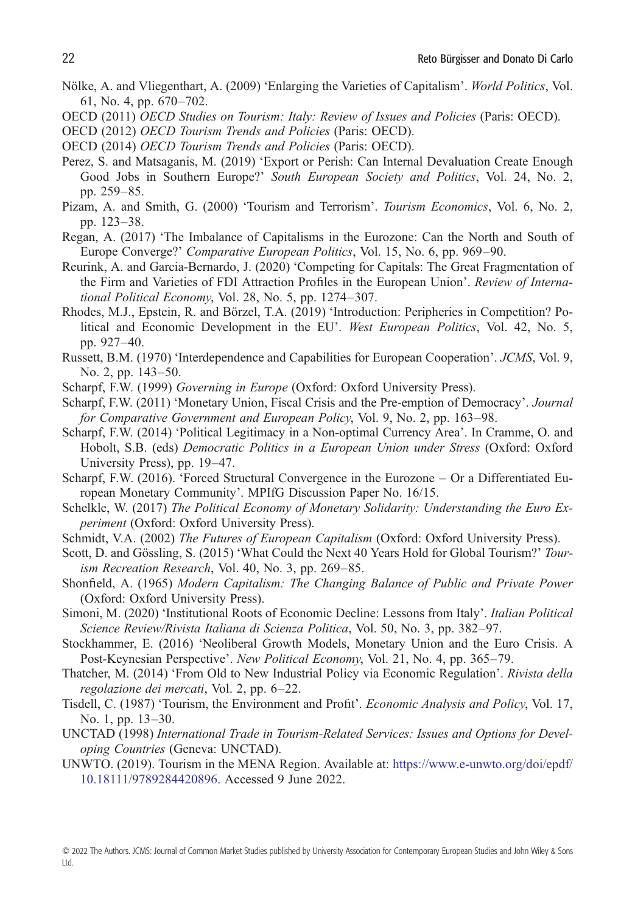Nölke, A. and Vliegenthart, A. (2009) 'Enlarging the Varieties of Capitalism'. *World Politics*, Vol. 61, No. 4, pp. 670–702.

OECD (2011) *OECD Studies on Tourism: Italy: Review of Issues and Policies* (Paris: OECD).

OECD (2012) *OECD Tourism Trends and Policies* (Paris: OECD).

OECD (2014) *OECD Tourism Trends and Policies* (Paris: OECD).

Perez, S. and Matsaganis, M. (2019) 'Export or Perish: Can Internal Devaluation Create Enough Good Jobs in Southern Europe?' *South European Society and Politics*, Vol. 24, No. 2, pp. 259–85.

Pizam, A. and Smith, G. (2000) 'Tourism and Terrorism'. *Tourism Economics*, Vol. 6, No. 2, pp. 123–38.

Regan, A. (2017) 'The Imbalance of Capitalisms in the Eurozone: Can the North and South of Europe Converge?' *Comparative European Politics*, Vol. 15, No. 6, pp. 969–90.

Reurink, A. and Garcia-Bernardo, J. (2020) 'Competing for Capitals: The Great Fragmentation of the Firm and Varieties of FDI Attraction Profiles in the European Union'. *Review of International Political Economy*, Vol. 28, No. 5, pp. 1274–307.

Rhodes, M.J., Epstein, R. and Börzel, T.A. (2019) 'Introduction: Peripheries in Competition? Political and Economic Development in the EU'. *West European Politics*, Vol. 42, No. 5, pp. 927–40.

Russett, B.M. (1970) 'Interdependence and Capabilities for European Cooperation'. *JCMS*, Vol. 9, No. 2, pp. 143–50.

Scharpf, F.W. (1999) *Governing in Europe* (Oxford: Oxford University Press).

Scharpf, F.W. (2011) 'Monetary Union, Fiscal Crisis and the Pre-emption of Democracy'. *Journal for Comparative Government and European Policy*, Vol. 9, No. 2, pp. 163–98.

Scharpf, F.W. (2014) 'Political Legitimacy in a Non-optimal Currency Area'. In Cramme, O. and Hobolt, S.B. (eds) *Democratic Politics in a European Union under Stress* (Oxford: Oxford University Press), pp. 19–47.

Scharpf, F.W. (2016). 'Forced Structural Convergence in the Eurozone – Or a Differentiated European Monetary Community'. MPIfG Discussion Paper No. 16/15.

Schelkle, W. (2017) *The Political Economy of Monetary Solidarity: Understanding the Euro Experiment* (Oxford: Oxford University Press).

Schmidt, V.A. (2002) *The Futures of European Capitalism* (Oxford: Oxford University Press).

Scott, D. and Gössling, S. (2015) 'What Could the Next 40 Years Hold for Global Tourism?' *Tourism Recreation Research*, Vol. 40, No. 3, pp. 269–85.

Shonfield, A. (1965) *Modern Capitalism: The Changing Balance of Public and Private Power* (Oxford: Oxford University Press).

Simoni, M. (2020) 'Institutional Roots of Economic Decline: Lessons from Italy'. *Italian Political Science Review/Rivista Italiana di Scienza Politica*, Vol. 50, No. 3, pp. 382–97.

Stockhammer, E. (2016) 'Neoliberal Growth Models, Monetary Union and the Euro Crisis. A Post-Keynesian Perspective'. *New Political Economy*, Vol. 21, No. 4, pp. 365–79.

Thatcher, M. (2014) 'From Old to New Industrial Policy via Economic Regulation'. *Rivista della regolazione dei mercati*, Vol. 2, pp. 6–22.

Tisdell, C. (1987) 'Tourism, the Environment and Profit'. *Economic Analysis and Policy*, Vol. 17, No. 1, pp. 13–30.

UNCTAD (1998) *International Trade in Tourism-Related Services: Issues and Options for Developing Countries* (Geneva: UNCTAD).

UNWTO. (2019). Tourism in the MENA Region. Available at: https://www.e-unwto.org/doi/epdf/10.18111/9789284420896. Accessed 9 June 2022.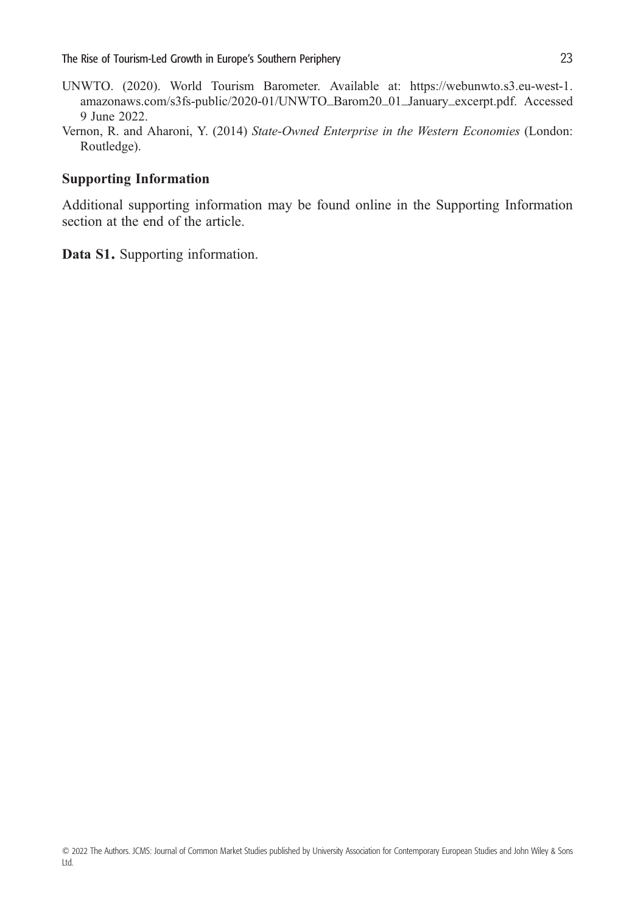UNWTO. (2020). World Tourism Barometer. Available at: https://webunwto.s3.eu-west-1.amazonaws.com/s3fs-public/2020-01/UNWTO_Barom20_01_January_excerpt.pdf. Accessed 9 June 2022.

Vernon, R. and Aharoni, Y. (2014) *State-Owned Enterprise in the Western Economies* (London: Routledge).

## Supporting Information

Additional supporting information may be found online in the Supporting Information section at the end of the article.

**Data S1.** Supporting information.

© 2022 The Authors. JCMS: Journal of Common Market Studies published by University Association for Contemporary European Studies and John Wiley & Sons Ltd.